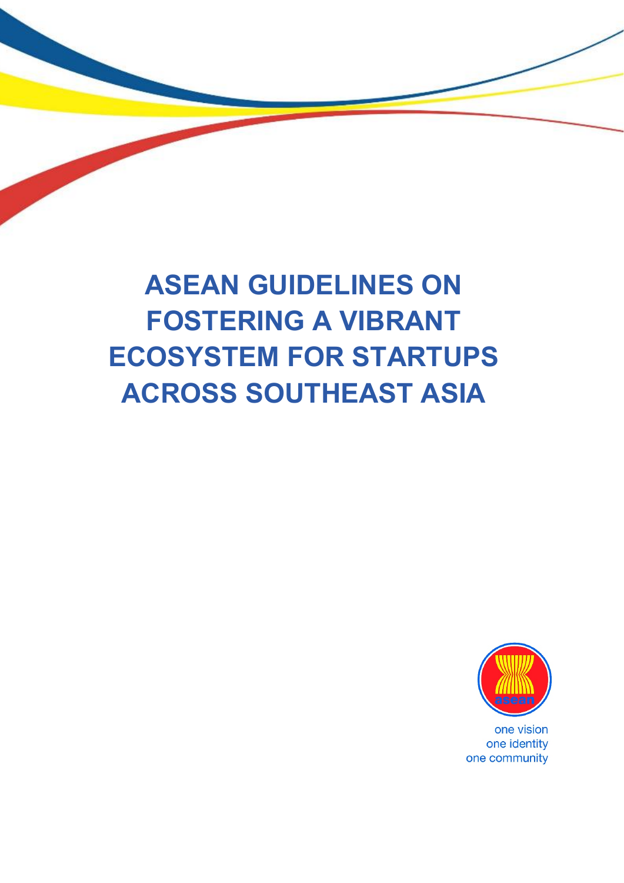# ASEAN GUIDELINES ON FOSTERING A VIBRANT ECOSYSTEM FOR STARTUPS ACROSS SOUTHEAST ASIA

asean

one vision
one identity
one community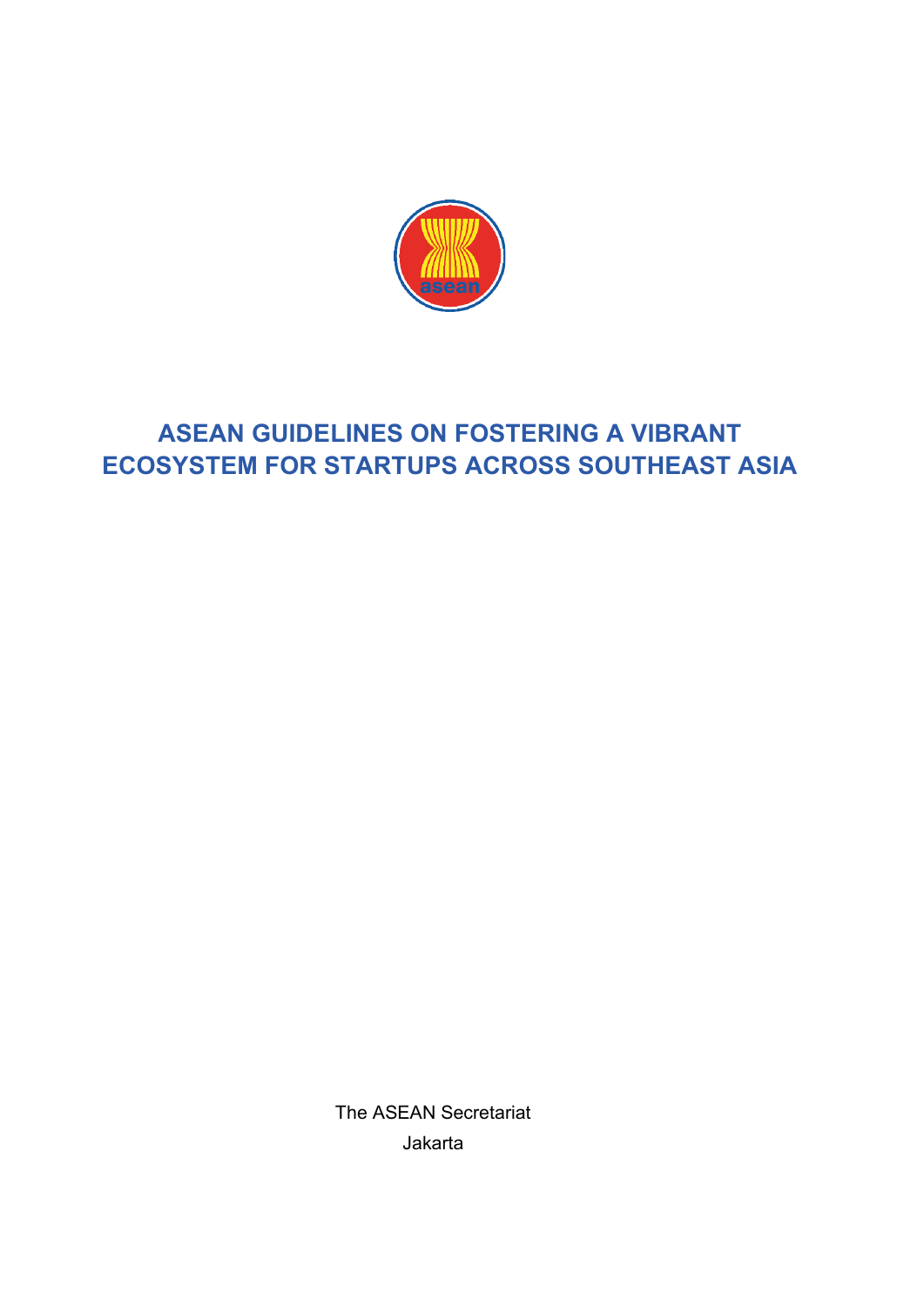# ASEAN GUIDELINES ON FOSTERING A VIBRANT ECOSYSTEM FOR STARTUPS ACROSS SOUTHEAST ASIA

The ASEAN Secretariat

Jakarta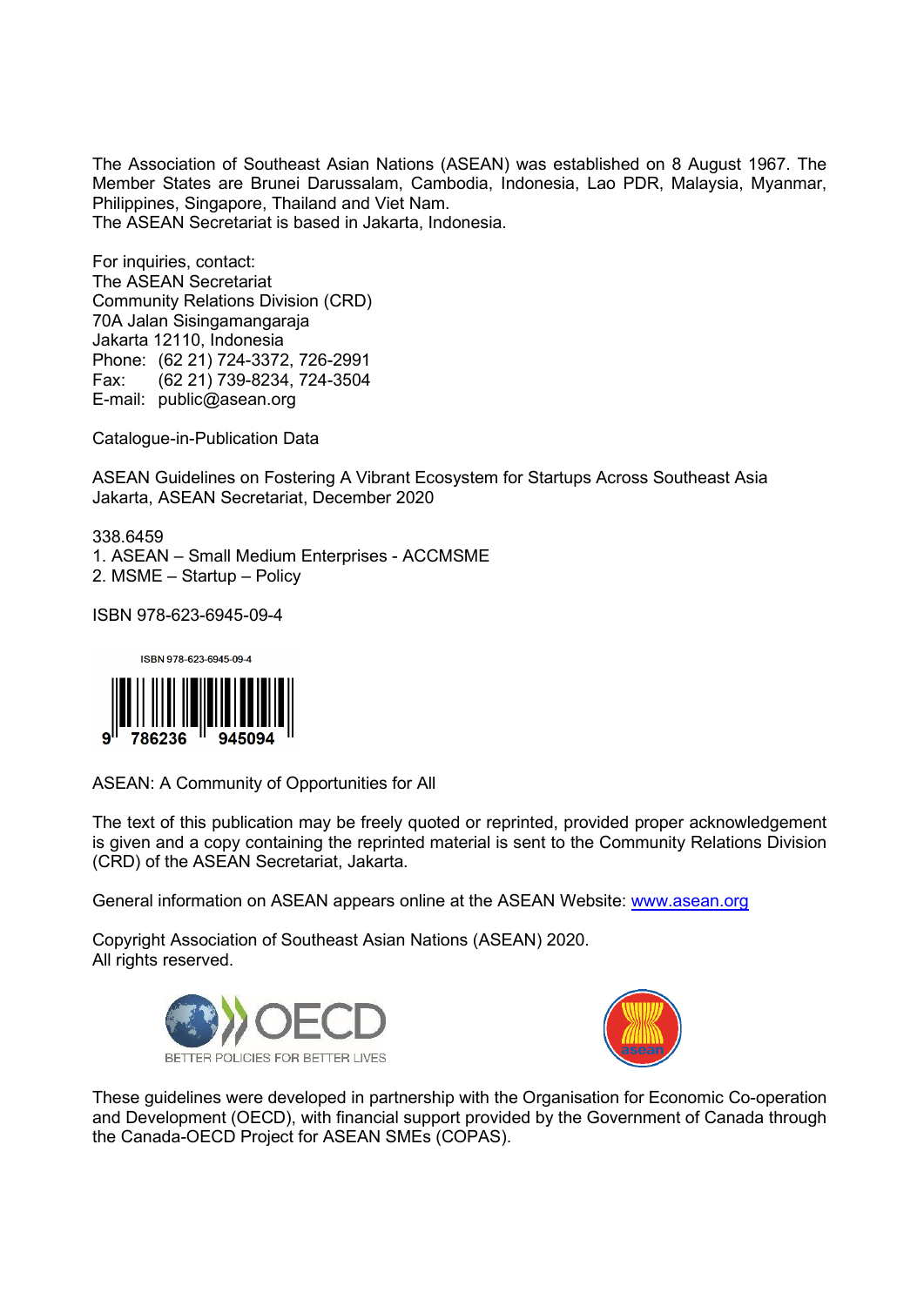The Association of Southeast Asian Nations (ASEAN) was established on 8 August 1967. The Member States are Brunei Darussalam, Cambodia, Indonesia, Lao PDR, Malaysia, Myanmar, Philippines, Singapore, Thailand and Viet Nam.
The ASEAN Secretariat is based in Jakarta, Indonesia.

For inquiries, contact:
The ASEAN Secretariat
Community Relations Division (CRD)
70A Jalan Sisingamangaraja
Jakarta 12110, Indonesia
Phone: (62 21) 724-3372, 726-2991
Fax: (62 21) 739-8234, 724-3504
E-mail: public@asean.org

Catalogue-in-Publication Data

ASEAN Guidelines on Fostering A Vibrant Ecosystem for Startups Across Southeast Asia
Jakarta, ASEAN Secretariat, December 2020

338.6459
1. ASEAN – Small Medium Enterprises - ACCMSME
2. MSME – Startup – Policy

ISBN 978-623-6945-09-4

ISBN 978-623-6945-09-4

9 786236 945094

ASEAN: A Community of Opportunities for All

The text of this publication may be freely quoted or reprinted, provided proper acknowledgement is given and a copy containing the reprinted material is sent to the Community Relations Division (CRD) of the ASEAN Secretariat, Jakarta.

General information on ASEAN appears online at the ASEAN Website: www.asean.org

Copyright Association of Southeast Asian Nations (ASEAN) 2020.
All rights reserved.

OECD BETTER POLICIES FOR BETTER LIVES

asean

These guidelines were developed in partnership with the Organisation for Economic Co-operation and Development (OECD), with financial support provided by the Government of Canada through the Canada-OECD Project for ASEAN SMEs (COPAS).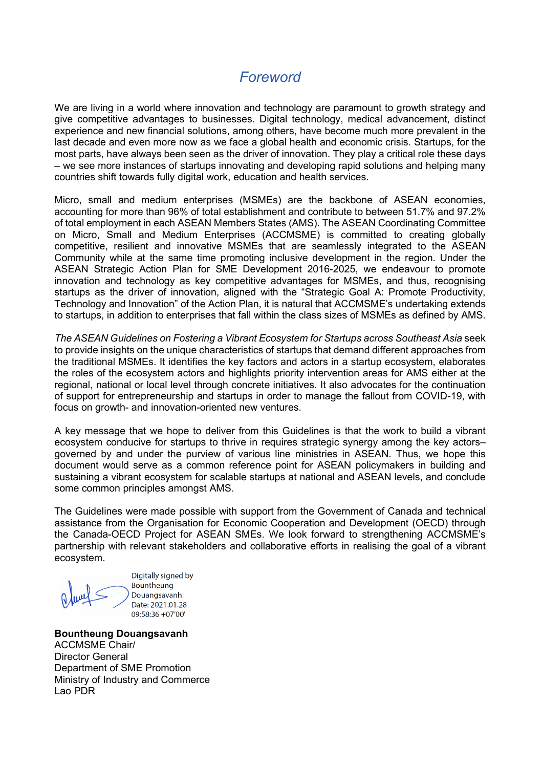# *Foreword*

We are living in a world where innovation and technology are paramount to growth strategy and give competitive advantages to businesses. Digital technology, medical advancement, distinct experience and new financial solutions, among others, have become much more prevalent in the last decade and even more now as we face a global health and economic crisis. Startups, for the most parts, have always been seen as the driver of innovation. They play a critical role these days – we see more instances of startups innovating and developing rapid solutions and helping many countries shift towards fully digital work, education and health services.

Micro, small and medium enterprises (MSMEs) are the backbone of ASEAN economies, accounting for more than 96% of total establishment and contribute to between 51.7% and 97.2% of total employment in each ASEAN Members States (AMS). The ASEAN Coordinating Committee on Micro, Small and Medium Enterprises (ACCMSME) is committed to creating globally competitive, resilient and innovative MSMEs that are seamlessly integrated to the ASEAN Community while at the same time promoting inclusive development in the region. Under the ASEAN Strategic Action Plan for SME Development 2016-2025, we endeavour to promote innovation and technology as key competitive advantages for MSMEs, and thus, recognising startups as the driver of innovation, aligned with the "Strategic Goal A: Promote Productivity, Technology and Innovation" of the Action Plan, it is natural that ACCMSME's undertaking extends to startups, in addition to enterprises that fall within the class sizes of MSMEs as defined by AMS.

*The ASEAN Guidelines on Fostering a Vibrant Ecosystem for Startups across Southeast Asia* seek to provide insights on the unique characteristics of startups that demand different approaches from the traditional MSMEs. It identifies the key factors and actors in a startup ecosystem, elaborates the roles of the ecosystem actors and highlights priority intervention areas for AMS either at the regional, national or local level through concrete initiatives. It also advocates for the continuation of support for entrepreneurship and startups in order to manage the fallout from COVID-19, with focus on growth- and innovation-oriented new ventures.

A key message that we hope to deliver from this Guidelines is that the work to build a vibrant ecosystem conducive for startups to thrive in requires strategic synergy among the key actors– governed by and under the purview of various line ministries in ASEAN. Thus, we hope this document would serve as a common reference point for ASEAN policymakers in building and sustaining a vibrant ecosystem for scalable startups at national and ASEAN levels, and conclude some common principles amongst AMS.

The Guidelines were made possible with support from the Government of Canada and technical assistance from the Organisation for Economic Cooperation and Development (OECD) through the Canada-OECD Project for ASEAN SMEs. We look forward to strengthening ACCMSME's partnership with relevant stakeholders and collaborative efforts in realising the goal of a vibrant ecosystem.

Digitally signed by Bountheung Douangsavanh
Date: 2021.01.28 09:58:36 +07'00'

**Bountheung Douangsavanh**
ACCMSME Chair/
Director General
Department of SME Promotion
Ministry of Industry and Commerce
Lao PDR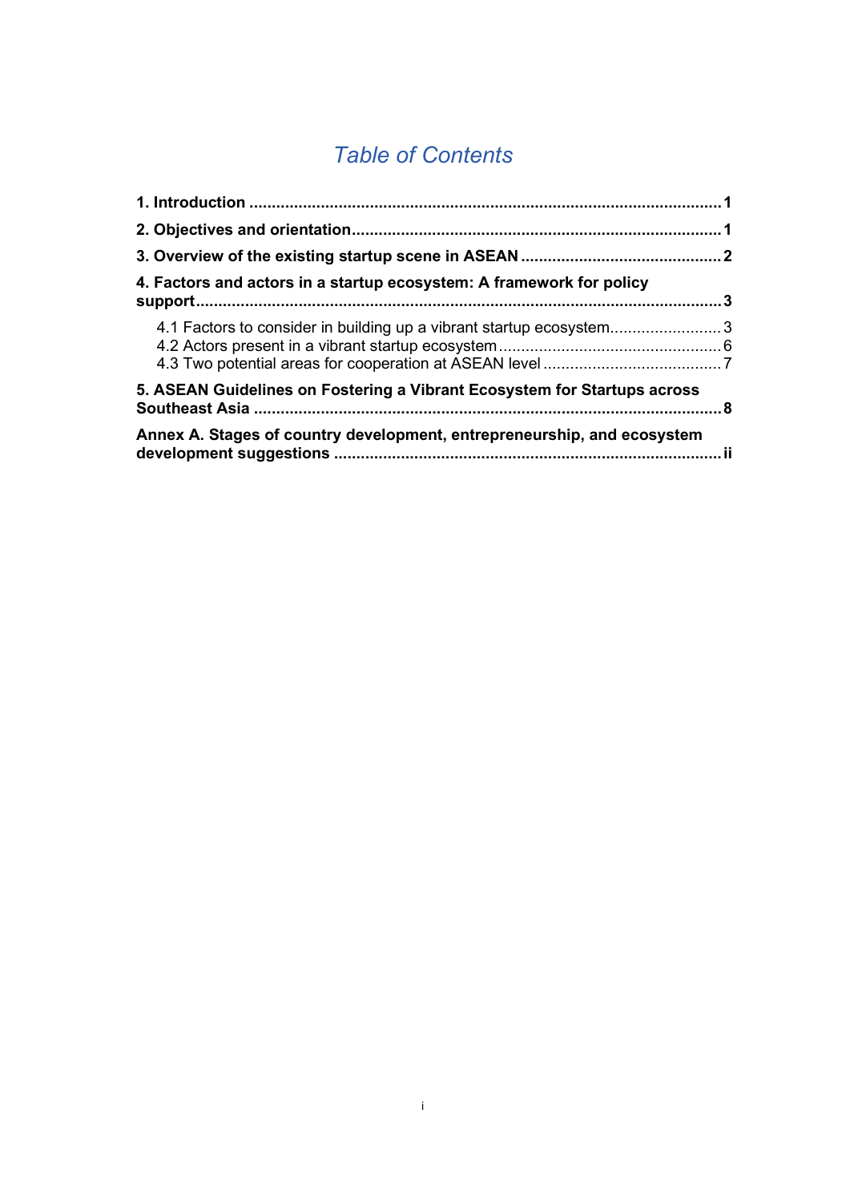# *Table of Contents*

**1. Introduction ........................................................................................................ 1**

**2. Objectives and orientation.................................................................................. 1**

**3. Overview of the existing startup scene in ASEAN ............................................ 2**

**4. Factors and actors in a startup ecosystem: A framework for policy support.................................................................................................................... 3**

- 4.1 Factors to consider in building up a vibrant startup ecosystem......................... 3
- 4.2 Actors present in a vibrant startup ecosystem ................................................. 6
- 4.3 Two potential areas for cooperation at ASEAN level ........................................ 7

**5. ASEAN Guidelines on Fostering a Vibrant Ecosystem for Startups across Southeast Asia ........................................................................................................ 8**

**Annex A. Stages of country development, entrepreneurship, and ecosystem development suggestions ....................................................................................... ii**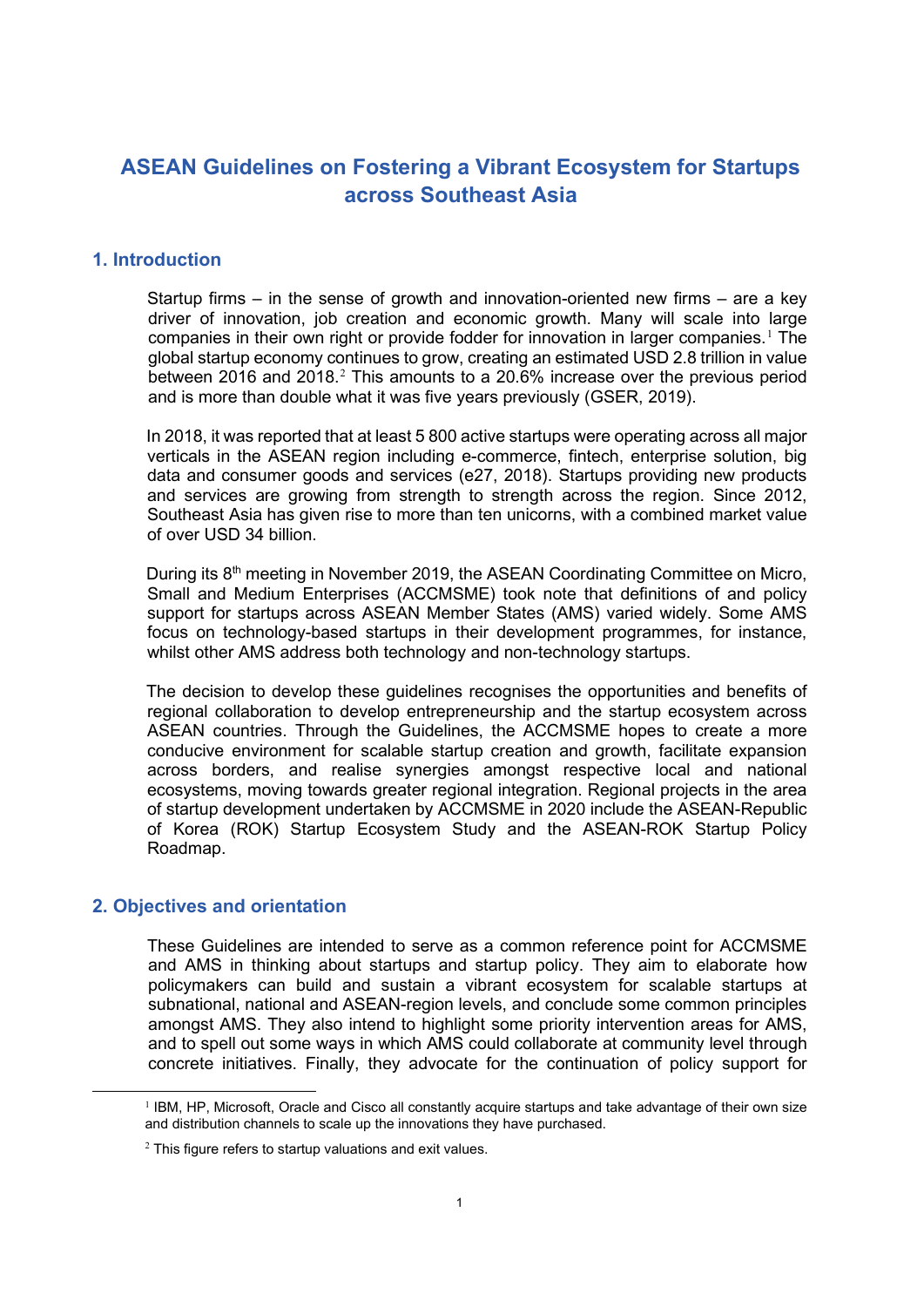# ASEAN Guidelines on Fostering a Vibrant Ecosystem for Startups across Southeast Asia

## 1. Introduction

Startup firms – in the sense of growth and innovation-oriented new firms – are a key driver of innovation, job creation and economic growth. Many will scale into large companies in their own right or provide fodder for innovation in larger companies.[1] The global startup economy continues to grow, creating an estimated USD 2.8 trillion in value between 2016 and 2018.[2] This amounts to a 20.6% increase over the previous period and is more than double what it was five years previously (GSER, 2019).

In 2018, it was reported that at least 5 800 active startups were operating across all major verticals in the ASEAN region including e-commerce, fintech, enterprise solution, big data and consumer goods and services (e27, 2018). Startups providing new products and services are growing from strength to strength across the region. Since 2012, Southeast Asia has given rise to more than ten unicorns, with a combined market value of over USD 34 billion.

During its 8th meeting in November 2019, the ASEAN Coordinating Committee on Micro, Small and Medium Enterprises (ACCMSME) took note that definitions of and policy support for startups across ASEAN Member States (AMS) varied widely. Some AMS focus on technology-based startups in their development programmes, for instance, whilst other AMS address both technology and non-technology startups.

The decision to develop these guidelines recognises the opportunities and benefits of regional collaboration to develop entrepreneurship and the startup ecosystem across ASEAN countries. Through the Guidelines, the ACCMSME hopes to create a more conducive environment for scalable startup creation and growth, facilitate expansion across borders, and realise synergies amongst respective local and national ecosystems, moving towards greater regional integration. Regional projects in the area of startup development undertaken by ACCMSME in 2020 include the ASEAN-Republic of Korea (ROK) Startup Ecosystem Study and the ASEAN-ROK Startup Policy Roadmap.

## 2. Objectives and orientation

These Guidelines are intended to serve as a common reference point for ACCMSME and AMS in thinking about startups and startup policy. They aim to elaborate how policymakers can build and sustain a vibrant ecosystem for scalable startups at subnational, national and ASEAN-region levels, and conclude some common principles amongst AMS. They also intend to highlight some priority intervention areas for AMS, and to spell out some ways in which AMS could collaborate at community level through concrete initiatives. Finally, they advocate for the continuation of policy support for

---

[1] IBM, HP, Microsoft, Oracle and Cisco all constantly acquire startups and take advantage of their own size and distribution channels to scale up the innovations they have purchased.

[2] This figure refers to startup valuations and exit values.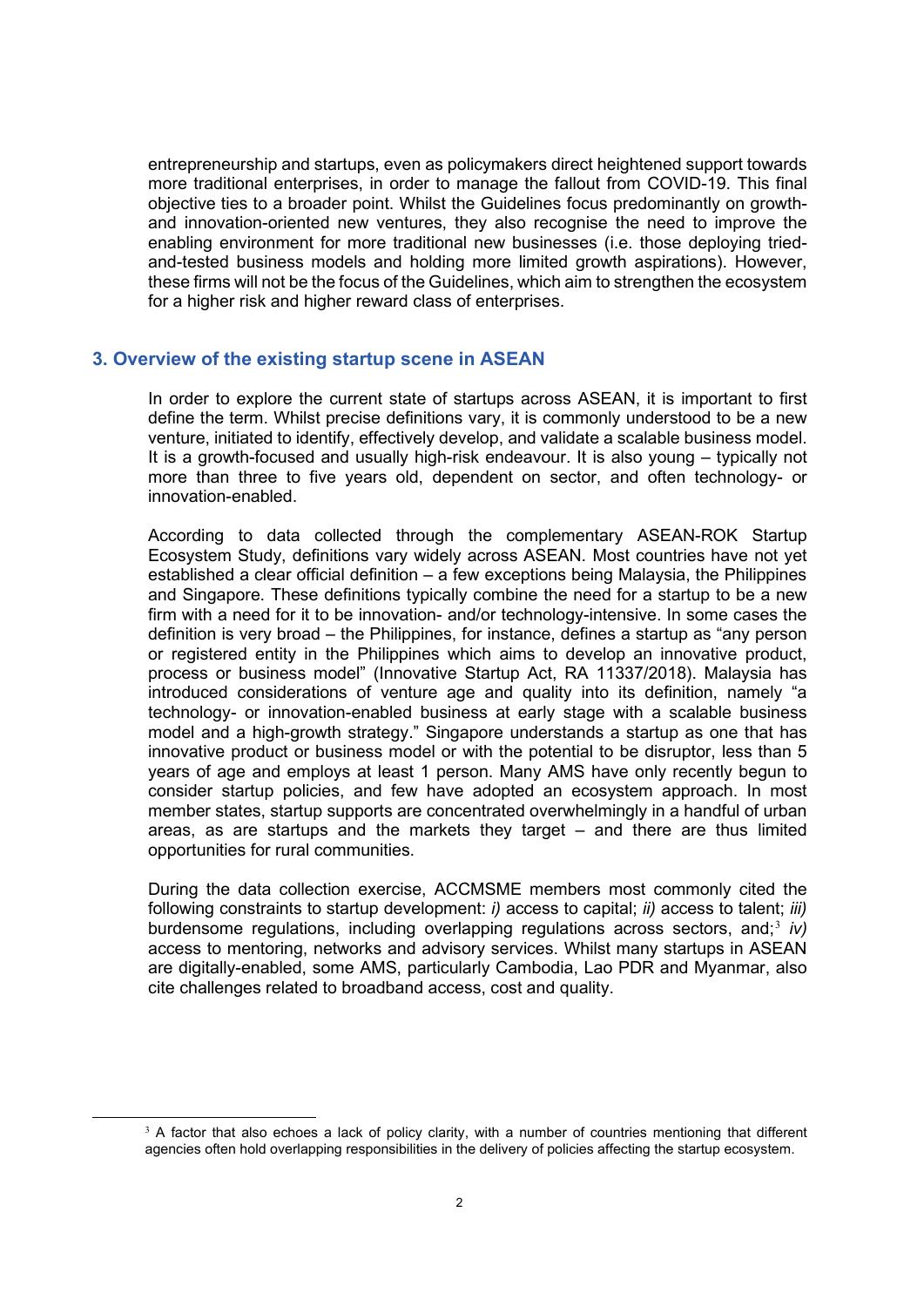entrepreneurship and startups, even as policymakers direct heightened support towards more traditional enterprises, in order to manage the fallout from COVID-19. This final objective ties to a broader point. Whilst the Guidelines focus predominantly on growth- and innovation-oriented new ventures, they also recognise the need to improve the enabling environment for more traditional new businesses (i.e. those deploying tried-and-tested business models and holding more limited growth aspirations). However, these firms will not be the focus of the Guidelines, which aim to strengthen the ecosystem for a higher risk and higher reward class of enterprises.

## 3. Overview of the existing startup scene in ASEAN

In order to explore the current state of startups across ASEAN, it is important to first define the term. Whilst precise definitions vary, it is commonly understood to be a new venture, initiated to identify, effectively develop, and validate a scalable business model. It is a growth-focused and usually high-risk endeavour. It is also young – typically not more than three to five years old, dependent on sector, and often technology- or innovation-enabled.

According to data collected through the complementary ASEAN-ROK Startup Ecosystem Study, definitions vary widely across ASEAN. Most countries have not yet established a clear official definition – a few exceptions being Malaysia, the Philippines and Singapore. These definitions typically combine the need for a startup to be a new firm with a need for it to be innovation- and/or technology-intensive. In some cases the definition is very broad – the Philippines, for instance, defines a startup as "any person or registered entity in the Philippines which aims to develop an innovative product, process or business model" (Innovative Startup Act, RA 11337/2018). Malaysia has introduced considerations of venture age and quality into its definition, namely "a technology- or innovation-enabled business at early stage with a scalable business model and a high-growth strategy." Singapore understands a startup as one that has innovative product or business model or with the potential to be disruptor, less than 5 years of age and employs at least 1 person. Many AMS have only recently begun to consider startup policies, and few have adopted an ecosystem approach. In most member states, startup supports are concentrated overwhelmingly in a handful of urban areas, as are startups and the markets they target – and there are thus limited opportunities for rural communities.

During the data collection exercise, ACCMSME members most commonly cited the following constraints to startup development: *i)* access to capital; *ii)* access to talent; *iii)* burdensome regulations, including overlapping regulations across sectors, and;[3] *iv)* access to mentoring, networks and advisory services. Whilst many startups in ASEAN are digitally-enabled, some AMS, particularly Cambodia, Lao PDR and Myanmar, also cite challenges related to broadband access, cost and quality.

[3] A factor that also echoes a lack of policy clarity, with a number of countries mentioning that different agencies often hold overlapping responsibilities in the delivery of policies affecting the startup ecosystem.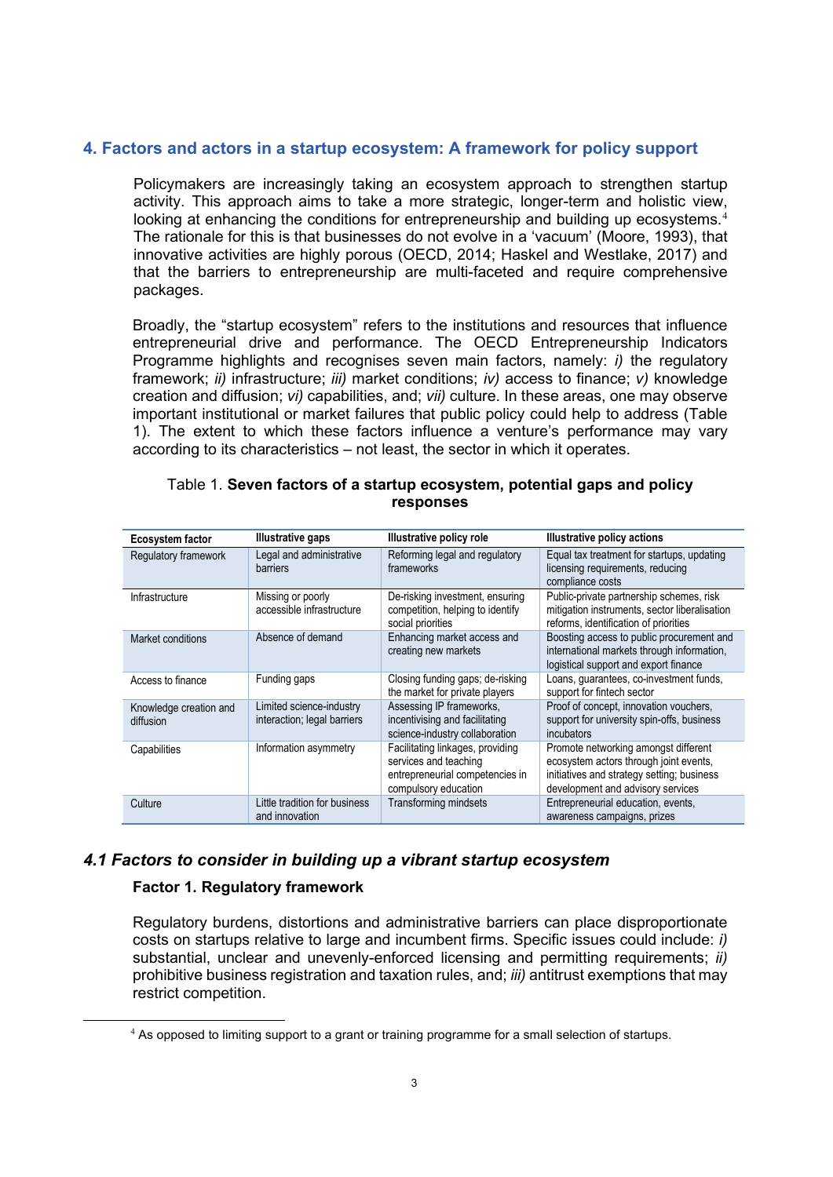## 4. Factors and actors in a startup ecosystem: A framework for policy support

Policymakers are increasingly taking an ecosystem approach to strengthen startup activity. This approach aims to take a more strategic, longer-term and holistic view, looking at enhancing the conditions for entrepreneurship and building up ecosystems.[4] The rationale for this is that businesses do not evolve in a 'vacuum' (Moore, 1993), that innovative activities are highly porous (OECD, 2014; Haskel and Westlake, 2017) and that the barriers to entrepreneurship are multi-faceted and require comprehensive packages.

Broadly, the "startup ecosystem" refers to the institutions and resources that influence entrepreneurial drive and performance. The OECD Entrepreneurship Indicators Programme highlights and recognises seven main factors, namely: *i)* the regulatory framework; *ii)* infrastructure; *iii)* market conditions; *iv)* access to finance; *v)* knowledge creation and diffusion; *vi)* capabilities, and; *vii)* culture. In these areas, one may observe important institutional or market failures that public policy could help to address (Table 1). The extent to which these factors influence a venture's performance may vary according to its characteristics – not least, the sector in which it operates.

Table 1. **Seven factors of a startup ecosystem, potential gaps and policy responses**

| Ecosystem factor | Illustrative gaps | Illustrative policy role | Illustrative policy actions |
|---|---|---|---|
| Regulatory framework | Legal and administrative barriers | Reforming legal and regulatory frameworks | Equal tax treatment for startups, updating licensing requirements, reducing compliance costs |
| Infrastructure | Missing or poorly accessible infrastructure | De-risking investment, ensuring competition, helping to identify social priorities | Public-private partnership schemes, risk mitigation instruments, sector liberalisation reforms, identification of priorities |
| Market conditions | Absence of demand | Enhancing market access and creating new markets | Boosting access to public procurement and international markets through information, logistical support and export finance |
| Access to finance | Funding gaps | Closing funding gaps; de-risking the market for private players | Loans, guarantees, co-investment funds, support for fintech sector |
| Knowledge creation and diffusion | Limited science-industry interaction; legal barriers | Assessing IP frameworks, incentivising and facilitating science-industry collaboration | Proof of concept, innovation vouchers, support for university spin-offs, business incubators |
| Capabilities | Information asymmetry | Facilitating linkages, providing services and teaching entrepreneurial competencies in compulsory education | Promote networking amongst different ecosystem actors through joint events, initiatives and strategy setting; business development and advisory services |
| Culture | Little tradition for business and innovation | Transforming mindsets | Entrepreneurial education, events, awareness campaigns, prizes |

### *4.1 Factors to consider in building up a vibrant startup ecosystem*

**Factor 1. Regulatory framework**

Regulatory burdens, distortions and administrative barriers can place disproportionate costs on startups relative to large and incumbent firms. Specific issues could include: *i)* substantial, unclear and unevenly-enforced licensing and permitting requirements; *ii)* prohibitive business registration and taxation rules, and; *iii)* antitrust exemptions that may restrict competition.

[4] As opposed to limiting support to a grant or training programme for a small selection of startups.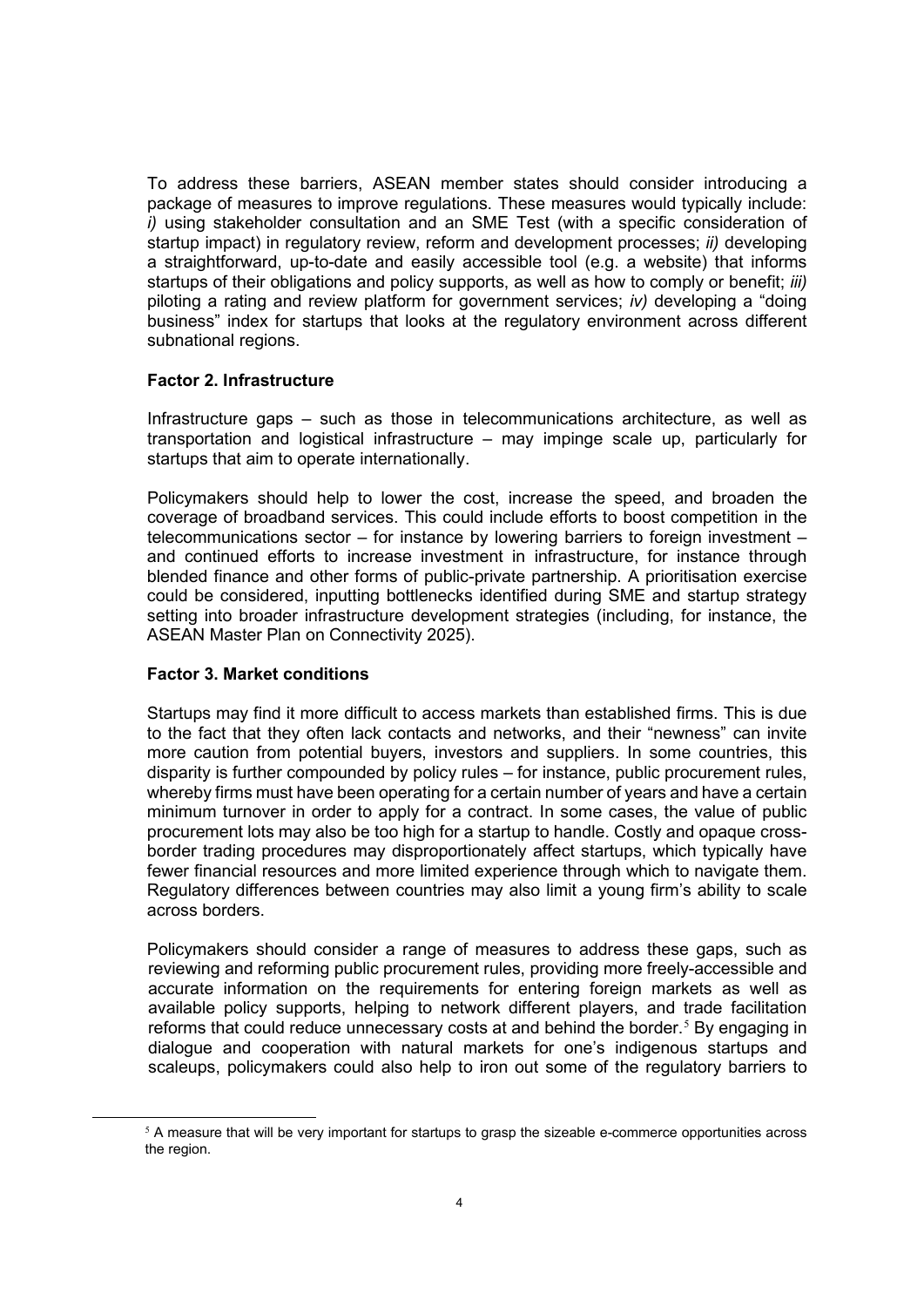To address these barriers, ASEAN member states should consider introducing a package of measures to improve regulations. These measures would typically include: *i)* using stakeholder consultation and an SME Test (with a specific consideration of startup impact) in regulatory review, reform and development processes; *ii)* developing a straightforward, up-to-date and easily accessible tool (e.g. a website) that informs startups of their obligations and policy supports, as well as how to comply or benefit; *iii)* piloting a rating and review platform for government services; *iv)* developing a "doing business" index for startups that looks at the regulatory environment across different subnational regions.

**Factor 2. Infrastructure**

Infrastructure gaps – such as those in telecommunications architecture, as well as transportation and logistical infrastructure – may impinge scale up, particularly for startups that aim to operate internationally.

Policymakers should help to lower the cost, increase the speed, and broaden the coverage of broadband services. This could include efforts to boost competition in the telecommunications sector – for instance by lowering barriers to foreign investment – and continued efforts to increase investment in infrastructure, for instance through blended finance and other forms of public-private partnership. A prioritisation exercise could be considered, inputting bottlenecks identified during SME and startup strategy setting into broader infrastructure development strategies (including, for instance, the ASEAN Master Plan on Connectivity 2025).

**Factor 3. Market conditions**

Startups may find it more difficult to access markets than established firms. This is due to the fact that they often lack contacts and networks, and their "newness" can invite more caution from potential buyers, investors and suppliers. In some countries, this disparity is further compounded by policy rules – for instance, public procurement rules, whereby firms must have been operating for a certain number of years and have a certain minimum turnover in order to apply for a contract. In some cases, the value of public procurement lots may also be too high for a startup to handle. Costly and opaque cross-border trading procedures may disproportionately affect startups, which typically have fewer financial resources and more limited experience through which to navigate them. Regulatory differences between countries may also limit a young firm's ability to scale across borders.

Policymakers should consider a range of measures to address these gaps, such as reviewing and reforming public procurement rules, providing more freely-accessible and accurate information on the requirements for entering foreign markets as well as available policy supports, helping to network different players, and trade facilitation reforms that could reduce unnecessary costs at and behind the border.[5] By engaging in dialogue and cooperation with natural markets for one's indigenous startups and scaleups, policymakers could also help to iron out some of the regulatory barriers to

[5] A measure that will be very important for startups to grasp the sizeable e-commerce opportunities across the region.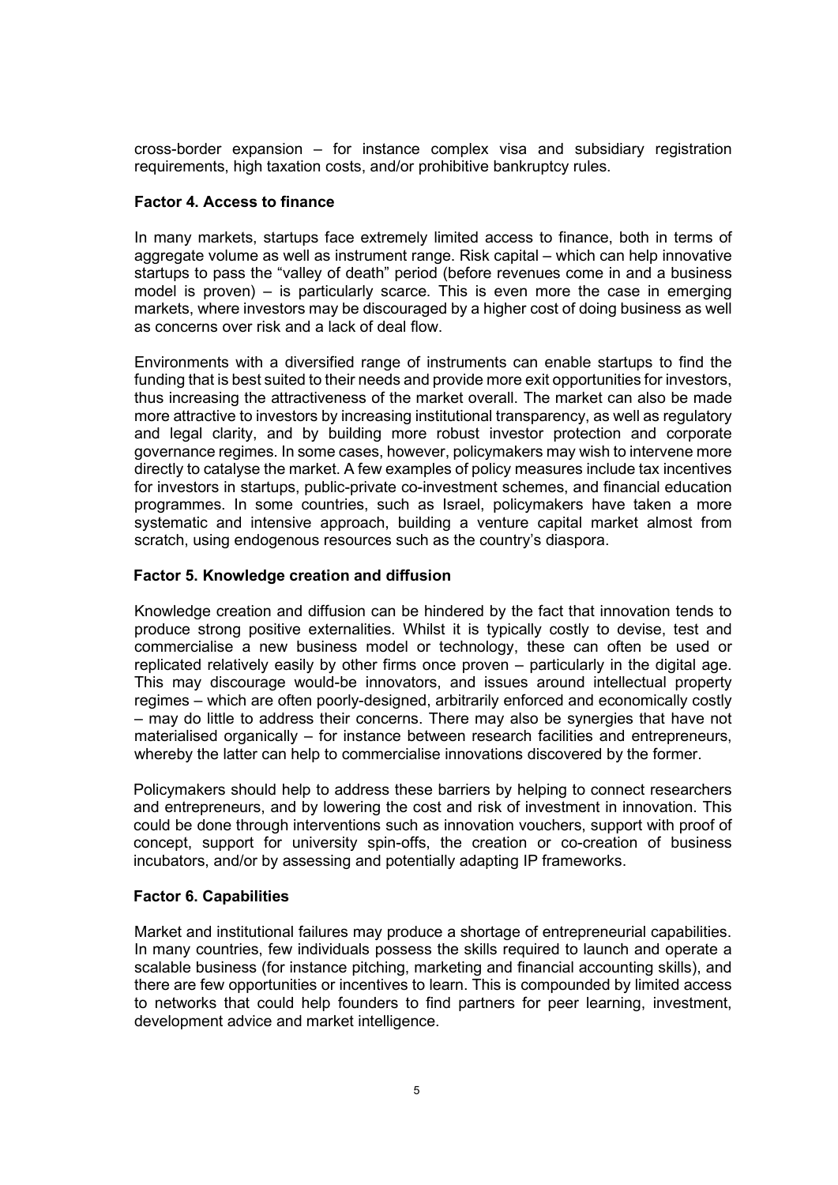cross-border expansion – for instance complex visa and subsidiary registration requirements, high taxation costs, and/or prohibitive bankruptcy rules.

### Factor 4. Access to finance

In many markets, startups face extremely limited access to finance, both in terms of aggregate volume as well as instrument range. Risk capital – which can help innovative startups to pass the "valley of death" period (before revenues come in and a business model is proven) – is particularly scarce. This is even more the case in emerging markets, where investors may be discouraged by a higher cost of doing business as well as concerns over risk and a lack of deal flow.

Environments with a diversified range of instruments can enable startups to find the funding that is best suited to their needs and provide more exit opportunities for investors, thus increasing the attractiveness of the market overall. The market can also be made more attractive to investors by increasing institutional transparency, as well as regulatory and legal clarity, and by building more robust investor protection and corporate governance regimes. In some cases, however, policymakers may wish to intervene more directly to catalyse the market. A few examples of policy measures include tax incentives for investors in startups, public-private co-investment schemes, and financial education programmes. In some countries, such as Israel, policymakers have taken a more systematic and intensive approach, building a venture capital market almost from scratch, using endogenous resources such as the country's diaspora.

### Factor 5. Knowledge creation and diffusion

Knowledge creation and diffusion can be hindered by the fact that innovation tends to produce strong positive externalities. Whilst it is typically costly to devise, test and commercialise a new business model or technology, these can often be used or replicated relatively easily by other firms once proven – particularly in the digital age. This may discourage would-be innovators, and issues around intellectual property regimes – which are often poorly-designed, arbitrarily enforced and economically costly – may do little to address their concerns. There may also be synergies that have not materialised organically – for instance between research facilities and entrepreneurs, whereby the latter can help to commercialise innovations discovered by the former.

Policymakers should help to address these barriers by helping to connect researchers and entrepreneurs, and by lowering the cost and risk of investment in innovation. This could be done through interventions such as innovation vouchers, support with proof of concept, support for university spin-offs, the creation or co-creation of business incubators, and/or by assessing and potentially adapting IP frameworks.

### Factor 6. Capabilities

Market and institutional failures may produce a shortage of entrepreneurial capabilities. In many countries, few individuals possess the skills required to launch and operate a scalable business (for instance pitching, marketing and financial accounting skills), and there are few opportunities or incentives to learn. This is compounded by limited access to networks that could help founders to find partners for peer learning, investment, development advice and market intelligence.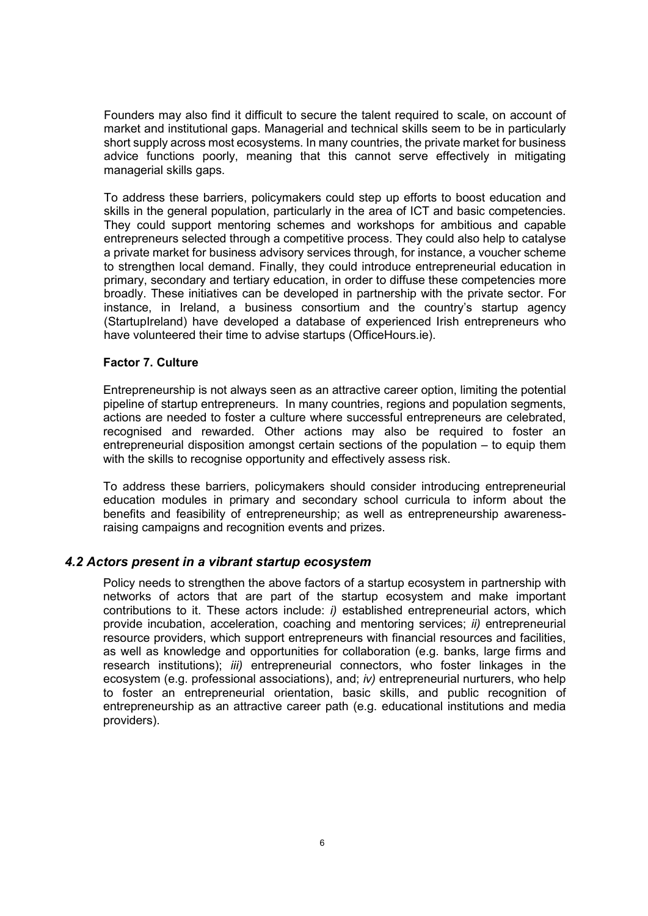Founders may also find it difficult to secure the talent required to scale, on account of market and institutional gaps. Managerial and technical skills seem to be in particularly short supply across most ecosystems. In many countries, the private market for business advice functions poorly, meaning that this cannot serve effectively in mitigating managerial skills gaps.

To address these barriers, policymakers could step up efforts to boost education and skills in the general population, particularly in the area of ICT and basic competencies. They could support mentoring schemes and workshops for ambitious and capable entrepreneurs selected through a competitive process. They could also help to catalyse a private market for business advisory services through, for instance, a voucher scheme to strengthen local demand. Finally, they could introduce entrepreneurial education in primary, secondary and tertiary education, in order to diffuse these competencies more broadly. These initiatives can be developed in partnership with the private sector. For instance, in Ireland, a business consortium and the country's startup agency (StartupIreland) have developed a database of experienced Irish entrepreneurs who have volunteered their time to advise startups (OfficeHours.ie).

**Factor 7. Culture**

Entrepreneurship is not always seen as an attractive career option, limiting the potential pipeline of startup entrepreneurs. In many countries, regions and population segments, actions are needed to foster a culture where successful entrepreneurs are celebrated, recognised and rewarded. Other actions may also be required to foster an entrepreneurial disposition amongst certain sections of the population – to equip them with the skills to recognise opportunity and effectively assess risk.

To address these barriers, policymakers should consider introducing entrepreneurial education modules in primary and secondary school curricula to inform about the benefits and feasibility of entrepreneurship; as well as entrepreneurship awareness-raising campaigns and recognition events and prizes.

### *4.2 Actors present in a vibrant startup ecosystem*

Policy needs to strengthen the above factors of a startup ecosystem in partnership with networks of actors that are part of the startup ecosystem and make important contributions to it. These actors include: *i)* established entrepreneurial actors, which provide incubation, acceleration, coaching and mentoring services; *ii)* entrepreneurial resource providers, which support entrepreneurs with financial resources and facilities, as well as knowledge and opportunities for collaboration (e.g. banks, large firms and research institutions); *iii)* entrepreneurial connectors, who foster linkages in the ecosystem (e.g. professional associations), and; *iv)* entrepreneurial nurturers, who help to foster an entrepreneurial orientation, basic skills, and public recognition of entrepreneurship as an attractive career path (e.g. educational institutions and media providers).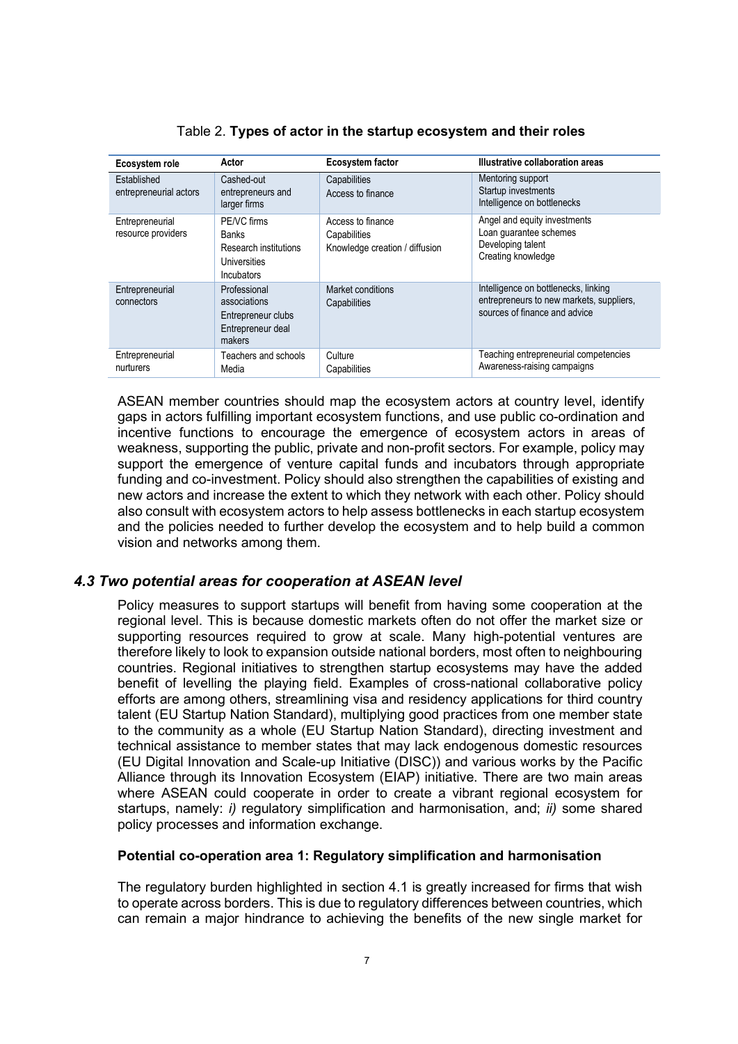Table 2. **Types of actor in the startup ecosystem and their roles**

| Ecosystem role | Actor | Ecosystem factor | Illustrative collaboration areas |
|---|---|---|---|
| Established entrepreneurial actors | Cashed-out entrepreneurs and larger firms | Capabilities<br>Access to finance | Mentoring support<br>Startup investments<br>Intelligence on bottlenecks |
| Entrepreneurial resource providers | PE/VC firms<br>Banks<br>Research institutions<br>Universities<br>Incubators | Access to finance<br>Capabilities<br>Knowledge creation / diffusion | Angel and equity investments<br>Loan guarantee schemes<br>Developing talent<br>Creating knowledge |
| Entrepreneurial connectors | Professional associations<br>Entrepreneur clubs<br>Entrepreneur deal makers | Market conditions<br>Capabilities | Intelligence on bottlenecks, linking entrepreneurs to new markets, suppliers, sources of finance and advice |
| Entrepreneurial nurturers | Teachers and schools<br>Media | Culture<br>Capabilities | Teaching entrepreneurial competencies<br>Awareness-raising campaigns |

ASEAN member countries should map the ecosystem actors at country level, identify gaps in actors fulfilling important ecosystem functions, and use public co-ordination and incentive functions to encourage the emergence of ecosystem actors in areas of weakness, supporting the public, private and non-profit sectors. For example, policy may support the emergence of venture capital funds and incubators through appropriate funding and co-investment. Policy should also strengthen the capabilities of existing and new actors and increase the extent to which they network with each other. Policy should also consult with ecosystem actors to help assess bottlenecks in each startup ecosystem and the policies needed to further develop the ecosystem and to help build a common vision and networks among them.

### *4.3 Two potential areas for cooperation at ASEAN level*

Policy measures to support startups will benefit from having some cooperation at the regional level. This is because domestic markets often do not offer the market size or supporting resources required to grow at scale. Many high-potential ventures are therefore likely to look to expansion outside national borders, most often to neighbouring countries. Regional initiatives to strengthen startup ecosystems may have the added benefit of levelling the playing field. Examples of cross-national collaborative policy efforts are among others, streamlining visa and residency applications for third country talent (EU Startup Nation Standard), multiplying good practices from one member state to the community as a whole (EU Startup Nation Standard), directing investment and technical assistance to member states that may lack endogenous domestic resources (EU Digital Innovation and Scale-up Initiative (DISC)) and various works by the Pacific Alliance through its Innovation Ecosystem (EIAP) initiative. There are two main areas where ASEAN could cooperate in order to create a vibrant regional ecosystem for startups, namely: *i)* regulatory simplification and harmonisation, and; *ii)* some shared policy processes and information exchange.

**Potential co-operation area 1: Regulatory simplification and harmonisation**

The regulatory burden highlighted in section 4.1 is greatly increased for firms that wish to operate across borders. This is due to regulatory differences between countries, which can remain a major hindrance to achieving the benefits of the new single market for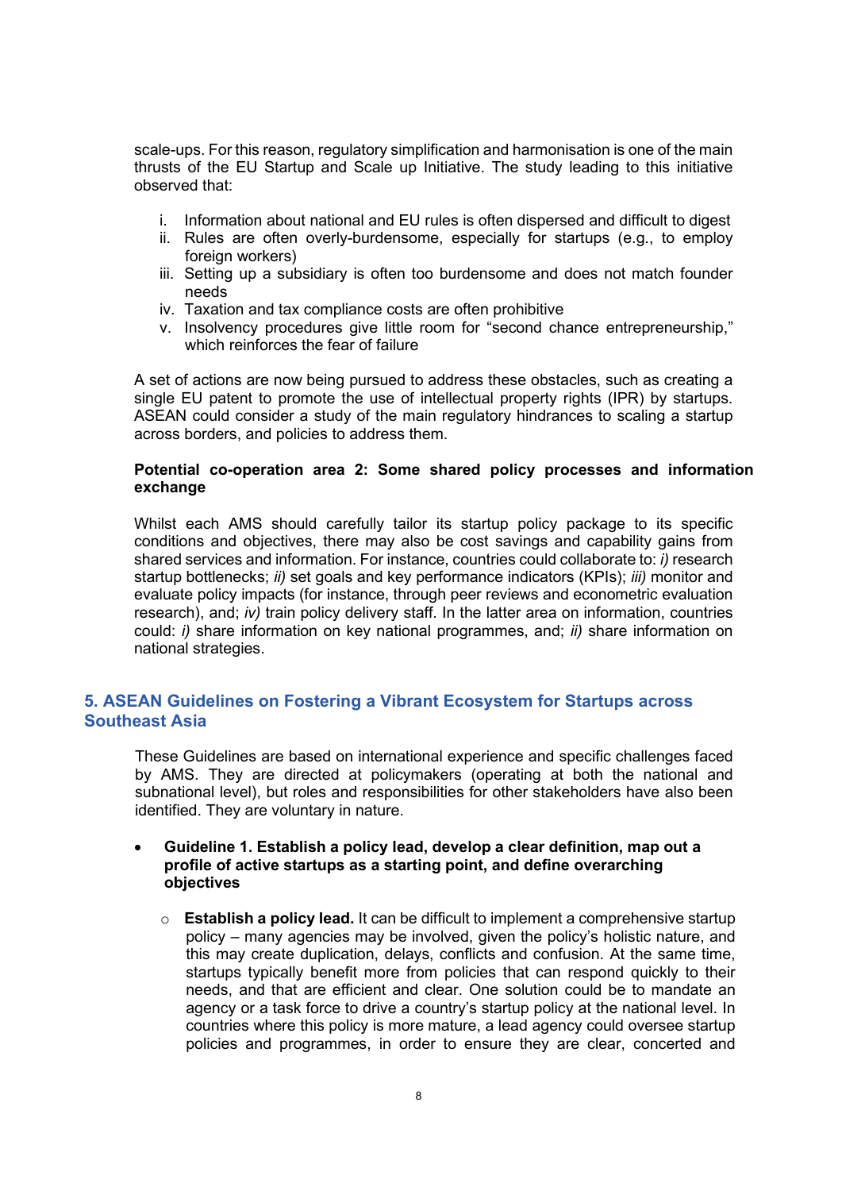scale-ups. For this reason, regulatory simplification and harmonisation is one of the main thrusts of the EU Startup and Scale up Initiative. The study leading to this initiative observed that:

i. Information about national and EU rules is often dispersed and difficult to digest
ii. Rules are often overly-burdensome, especially for startups (e.g., to employ foreign workers)
iii. Setting up a subsidiary is often too burdensome and does not match founder needs
iv. Taxation and tax compliance costs are often prohibitive
v. Insolvency procedures give little room for "second chance entrepreneurship," which reinforces the fear of failure

A set of actions are now being pursued to address these obstacles, such as creating a single EU patent to promote the use of intellectual property rights (IPR) by startups. ASEAN could consider a study of the main regulatory hindrances to scaling a startup across borders, and policies to address them.

**Potential co-operation area 2: Some shared policy processes and information exchange**

Whilst each AMS should carefully tailor its startup policy package to its specific conditions and objectives, there may also be cost savings and capability gains from shared services and information. For instance, countries could collaborate to: *i)* research startup bottlenecks; *ii)* set goals and key performance indicators (KPIs); *iii)* monitor and evaluate policy impacts (for instance, through peer reviews and econometric evaluation research), and; *iv)* train policy delivery staff. In the latter area on information, countries could: *i)* share information on key national programmes, and; *ii)* share information on national strategies.

## 5. ASEAN Guidelines on Fostering a Vibrant Ecosystem for Startups across Southeast Asia

These Guidelines are based on international experience and specific challenges faced by AMS. They are directed at policymakers (operating at both the national and subnational level), but roles and responsibilities for other stakeholders have also been identified. They are voluntary in nature.

- **Guideline 1. Establish a policy lead, develop a clear definition, map out a profile of active startups as a starting point, and define overarching objectives**
  - **Establish a policy lead.** It can be difficult to implement a comprehensive startup policy – many agencies may be involved, given the policy's holistic nature, and this may create duplication, delays, conflicts and confusion. At the same time, startups typically benefit more from policies that can respond quickly to their needs, and that are efficient and clear. One solution could be to mandate an agency or a task force to drive a country's startup policy at the national level. In countries where this policy is more mature, a lead agency could oversee startup policies and programmes, in order to ensure they are clear, concerted and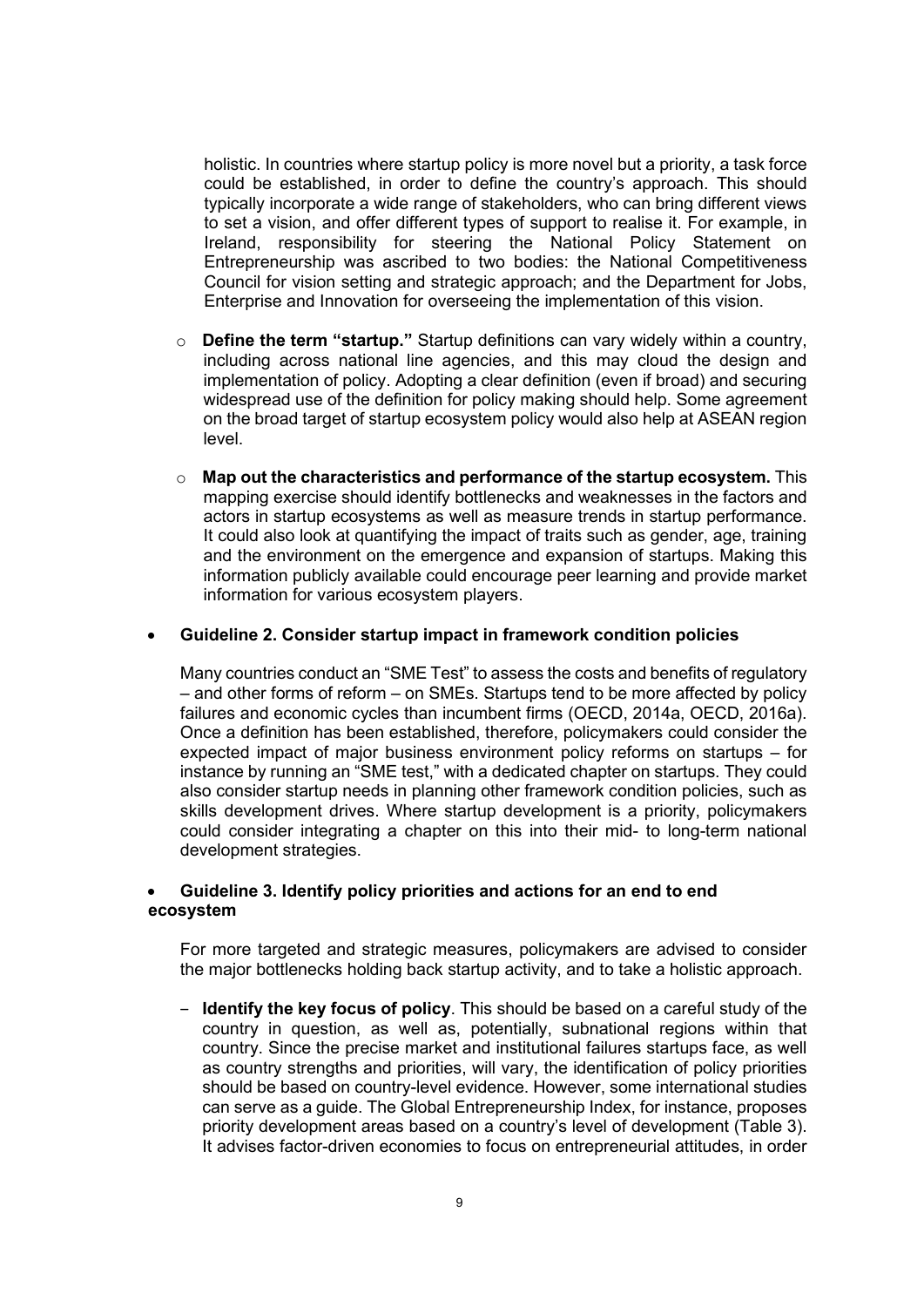holistic. In countries where startup policy is more novel but a priority, a task force could be established, in order to define the country's approach. This should typically incorporate a wide range of stakeholders, who can bring different views to set a vision, and offer different types of support to realise it. For example, in Ireland, responsibility for steering the National Policy Statement on Entrepreneurship was ascribed to two bodies: the National Competitiveness Council for vision setting and strategic approach; and the Department for Jobs, Enterprise and Innovation for overseeing the implementation of this vision.

- **Define the term "startup."** Startup definitions can vary widely within a country, including across national line agencies, and this may cloud the design and implementation of policy. Adopting a clear definition (even if broad) and securing widespread use of the definition for policy making should help. Some agreement on the broad target of startup ecosystem policy would also help at ASEAN region level.

- **Map out the characteristics and performance of the startup ecosystem.** This mapping exercise should identify bottlenecks and weaknesses in the factors and actors in startup ecosystems as well as measure trends in startup performance. It could also look at quantifying the impact of traits such as gender, age, training and the environment on the emergence and expansion of startups. Making this information publicly available could encourage peer learning and provide market information for various ecosystem players.

- **Guideline 2. Consider startup impact in framework condition policies**

  Many countries conduct an "SME Test" to assess the costs and benefits of regulatory – and other forms of reform – on SMEs. Startups tend to be more affected by policy failures and economic cycles than incumbent firms (OECD, 2014a, OECD, 2016a). Once a definition has been established, therefore, policymakers could consider the expected impact of major business environment policy reforms on startups – for instance by running an "SME test," with a dedicated chapter on startups. They could also consider startup needs in planning other framework condition policies, such as skills development drives. Where startup development is a priority, policymakers could consider integrating a chapter on this into their mid- to long-term national development strategies.

- **Guideline 3. Identify policy priorities and actions for an end to end ecosystem**

  For more targeted and strategic measures, policymakers are advised to consider the major bottlenecks holding back startup activity, and to take a holistic approach.

  - **Identify the key focus of policy**. This should be based on a careful study of the country in question, as well as, potentially, subnational regions within that country. Since the precise market and institutional failures startups face, as well as country strengths and priorities, will vary, the identification of policy priorities should be based on country-level evidence. However, some international studies can serve as a guide. The Global Entrepreneurship Index, for instance, proposes priority development areas based on a country's level of development (Table 3). It advises factor-driven economies to focus on entrepreneurial attitudes, in order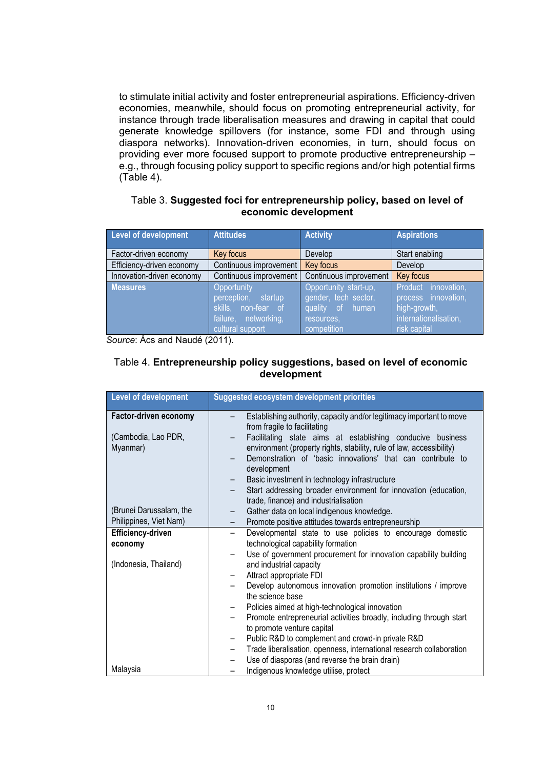to stimulate initial activity and foster entrepreneurial aspirations. Efficiency-driven economies, meanwhile, should focus on promoting entrepreneurial activity, for instance through trade liberalisation measures and drawing in capital that could generate knowledge spillovers (for instance, some FDI and through using diaspora networks). Innovation-driven economies, in turn, should focus on providing ever more focused support to promote productive entrepreneurship – e.g., through focusing policy support to specific regions and/or high potential firms (Table 4).

Table 3. **Suggested foci for entrepreneurship policy, based on level of economic development**

| Level of development | Attitudes | Activity | Aspirations |
|---|---|---|---|
| Factor-driven economy | Key focus | Develop | Start enabling |
| Efficiency-driven economy | Continuous improvement | Key focus | Develop |
| Innovation-driven economy | Continuous improvement | Continuous improvement | Key focus |
| **Measures** | Opportunity perception, startup skills, non-fear of failure, networking, cultural support | Opportunity start-up, gender, tech sector, quality of human resources, competition | Product innovation, process innovation, high-growth, internationalisation, risk capital |

*Source*: Ács and Naudé (2011).

Table 4. **Entrepreneurship policy suggestions, based on level of economic development**

| Level of development | Suggested ecosystem development priorities |
|---|---|
| **Factor-driven economy**<br><br>(Cambodia, Lao PDR, Myanmar)<br><br>(Brunei Darussalam, the Philippines, Viet Nam) | – Establishing authority, capacity and/or legitimacy important to move from fragile to facilitating<br>– Facilitating state aims at establishing conducive business environment (property rights, stability, rule of law, accessibility)<br>– Demonstration of 'basic innovations' that can contribute to development<br>– Basic investment in technology infrastructure<br>– Start addressing broader environment for innovation (education, trade, finance) and industrialisation<br>– Gather data on local indigenous knowledge.<br>– Promote positive attitudes towards entrepreneurship |
| **Efficiency-driven economy**<br><br>(Indonesia, Thailand)<br><br>Malaysia | – Developmental state to use policies to encourage domestic technological capability formation<br>– Use of government procurement for innovation capability building and industrial capacity<br>– Attract appropriate FDI<br>– Develop autonomous innovation promotion institutions / improve the science base<br>– Policies aimed at high-technological innovation<br>– Promote entrepreneurial activities broadly, including through start to promote venture capital<br>– Public R&D to complement and crowd-in private R&D<br>– Trade liberalisation, openness, international research collaboration<br>– Use of diasporas (and reverse the brain drain)<br>– Indigenous knowledge utilise, protect |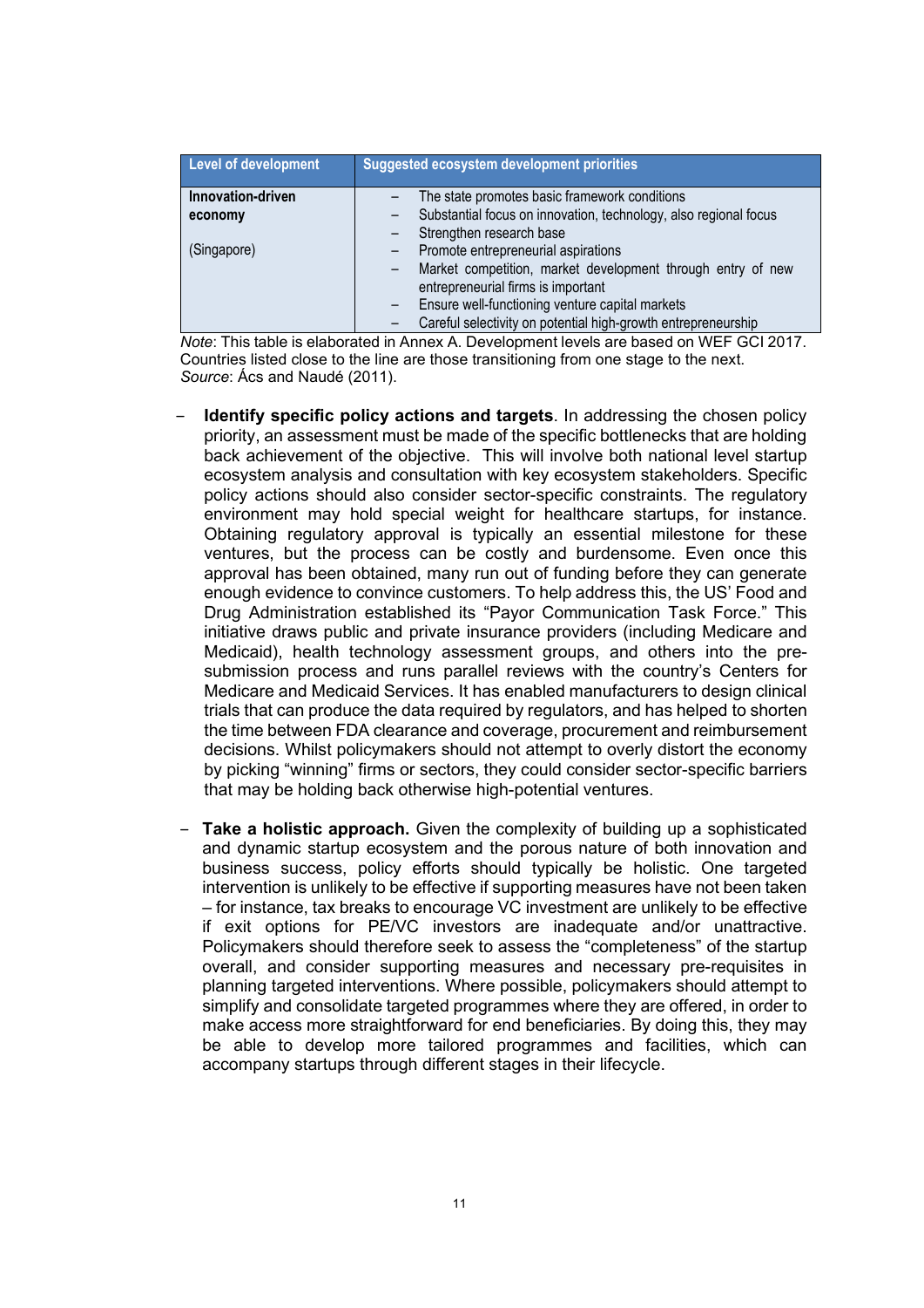| Level of development | Suggested ecosystem development priorities |
|---|---|
| **Innovation-driven economy**<br><br>(Singapore) | – The state promotes basic framework conditions<br>– Substantial focus on innovation, technology, also regional focus<br>– Strengthen research base<br>– Promote entrepreneurial aspirations<br>– Market competition, market development through entry of new entrepreneurial firms is important<br>– Ensure well-functioning venture capital markets<br>– Careful selectivity on potential high-growth entrepreneurship |

*Note*: This table is elaborated in Annex A. Development levels are based on WEF GCI 2017. Countries listed close to the line are those transitioning from one stage to the next.
*Source*: Ács and Naudé (2011).

- **Identify specific policy actions and targets**. In addressing the chosen policy priority, an assessment must be made of the specific bottlenecks that are holding back achievement of the objective. This will involve both national level startup ecosystem analysis and consultation with key ecosystem stakeholders. Specific policy actions should also consider sector-specific constraints. The regulatory environment may hold special weight for healthcare startups, for instance. Obtaining regulatory approval is typically an essential milestone for these ventures, but the process can be costly and burdensome. Even once this approval has been obtained, many run out of funding before they can generate enough evidence to convince customers. To help address this, the US' Food and Drug Administration established its "Payor Communication Task Force." This initiative draws public and private insurance providers (including Medicare and Medicaid), health technology assessment groups, and others into the pre-submission process and runs parallel reviews with the country's Centers for Medicare and Medicaid Services. It has enabled manufacturers to design clinical trials that can produce the data required by regulators, and has helped to shorten the time between FDA clearance and coverage, procurement and reimbursement decisions. Whilst policymakers should not attempt to overly distort the economy by picking "winning" firms or sectors, they could consider sector-specific barriers that may be holding back otherwise high-potential ventures.

- **Take a holistic approach.** Given the complexity of building up a sophisticated and dynamic startup ecosystem and the porous nature of both innovation and business success, policy efforts should typically be holistic. One targeted intervention is unlikely to be effective if supporting measures have not been taken – for instance, tax breaks to encourage VC investment are unlikely to be effective if exit options for PE/VC investors are inadequate and/or unattractive. Policymakers should therefore seek to assess the "completeness" of the startup overall, and consider supporting measures and necessary pre-requisites in planning targeted interventions. Where possible, policymakers should attempt to simplify and consolidate targeted programmes where they are offered, in order to make access more straightforward for end beneficiaries. By doing this, they may be able to develop more tailored programmes and facilities, which can accompany startups through different stages in their lifecycle.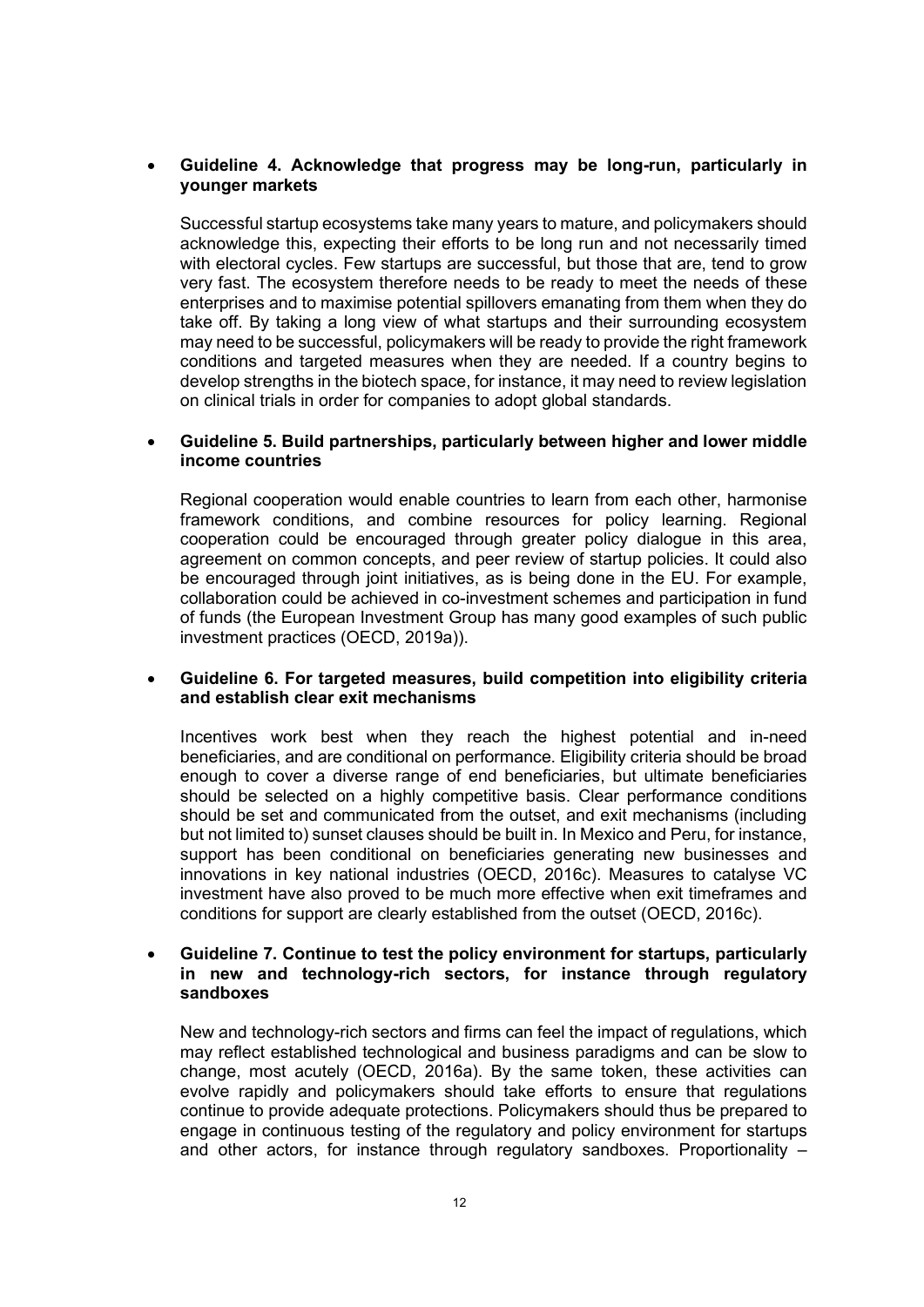- **Guideline 4. Acknowledge that progress may be long-run, particularly in younger markets**

  Successful startup ecosystems take many years to mature, and policymakers should acknowledge this, expecting their efforts to be long run and not necessarily timed with electoral cycles. Few startups are successful, but those that are, tend to grow very fast. The ecosystem therefore needs to be ready to meet the needs of these enterprises and to maximise potential spillovers emanating from them when they do take off. By taking a long view of what startups and their surrounding ecosystem may need to be successful, policymakers will be ready to provide the right framework conditions and targeted measures when they are needed. If a country begins to develop strengths in the biotech space, for instance, it may need to review legislation on clinical trials in order for companies to adopt global standards.

- **Guideline 5. Build partnerships, particularly between higher and lower middle income countries**

  Regional cooperation would enable countries to learn from each other, harmonise framework conditions, and combine resources for policy learning. Regional cooperation could be encouraged through greater policy dialogue in this area, agreement on common concepts, and peer review of startup policies. It could also be encouraged through joint initiatives, as is being done in the EU. For example, collaboration could be achieved in co-investment schemes and participation in fund of funds (the European Investment Group has many good examples of such public investment practices (OECD, 2019a)).

- **Guideline 6. For targeted measures, build competition into eligibility criteria and establish clear exit mechanisms**

  Incentives work best when they reach the highest potential and in-need beneficiaries, and are conditional on performance. Eligibility criteria should be broad enough to cover a diverse range of end beneficiaries, but ultimate beneficiaries should be selected on a highly competitive basis. Clear performance conditions should be set and communicated from the outset, and exit mechanisms (including but not limited to) sunset clauses should be built in. In Mexico and Peru, for instance, support has been conditional on beneficiaries generating new businesses and innovations in key national industries (OECD, 2016c). Measures to catalyse VC investment have also proved to be much more effective when exit timeframes and conditions for support are clearly established from the outset (OECD, 2016c).

- **Guideline 7. Continue to test the policy environment for startups, particularly in new and technology-rich sectors, for instance through regulatory sandboxes**

  New and technology-rich sectors and firms can feel the impact of regulations, which may reflect established technological and business paradigms and can be slow to change, most acutely (OECD, 2016a). By the same token, these activities can evolve rapidly and policymakers should take efforts to ensure that regulations continue to provide adequate protections. Policymakers should thus be prepared to engage in continuous testing of the regulatory and policy environment for startups and other actors, for instance through regulatory sandboxes. Proportionality –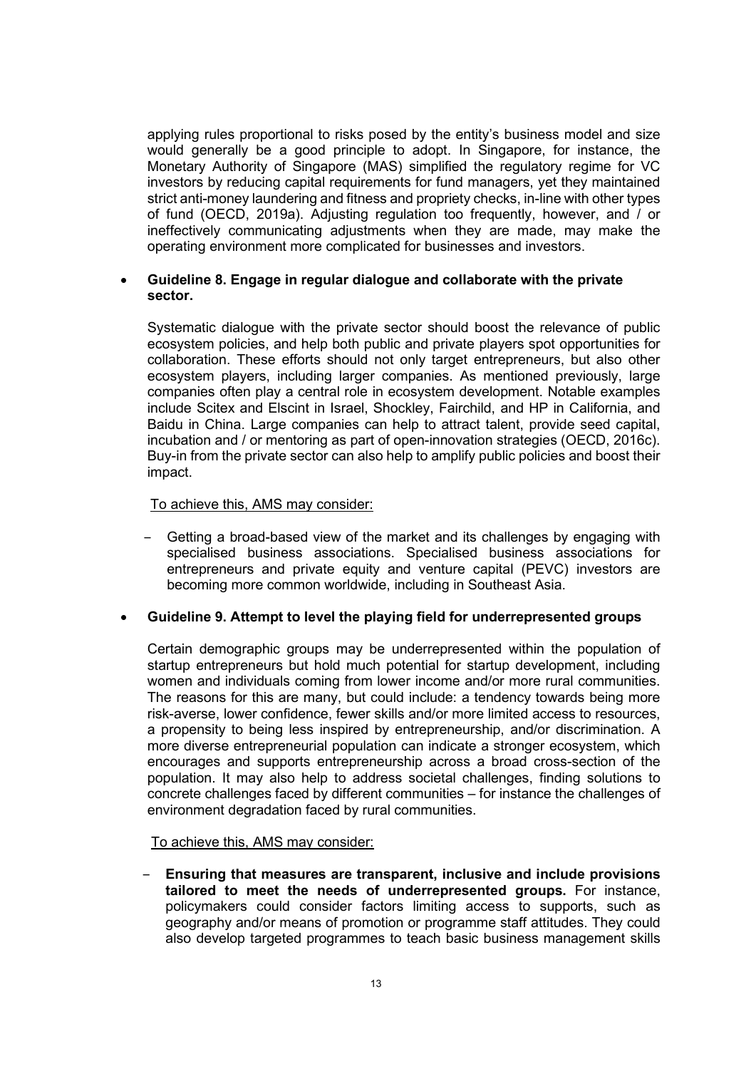applying rules proportional to risks posed by the entity's business model and size would generally be a good principle to adopt. In Singapore, for instance, the Monetary Authority of Singapore (MAS) simplified the regulatory regime for VC investors by reducing capital requirements for fund managers, yet they maintained strict anti-money laundering and fitness and propriety checks, in-line with other types of fund (OECD, 2019a). Adjusting regulation too frequently, however, and / or ineffectively communicating adjustments when they are made, may make the operating environment more complicated for businesses and investors.

- **Guideline 8. Engage in regular dialogue and collaborate with the private sector.**

  Systematic dialogue with the private sector should boost the relevance of public ecosystem policies, and help both public and private players spot opportunities for collaboration. These efforts should not only target entrepreneurs, but also other ecosystem players, including larger companies. As mentioned previously, large companies often play a central role in ecosystem development. Notable examples include Scitex and Elscint in Israel, Shockley, Fairchild, and HP in California, and Baidu in China. Large companies can help to attract talent, provide seed capital, incubation and / or mentoring as part of open-innovation strategies (OECD, 2016c). Buy-in from the private sector can also help to amplify public policies and boost their impact.

  To achieve this, AMS may consider:

  - Getting a broad-based view of the market and its challenges by engaging with specialised business associations. Specialised business associations for entrepreneurs and private equity and venture capital (PEVC) investors are becoming more common worldwide, including in Southeast Asia.

- **Guideline 9. Attempt to level the playing field for underrepresented groups**

  Certain demographic groups may be underrepresented within the population of startup entrepreneurs but hold much potential for startup development, including women and individuals coming from lower income and/or more rural communities. The reasons for this are many, but could include: a tendency towards being more risk-averse, lower confidence, fewer skills and/or more limited access to resources, a propensity to being less inspired by entrepreneurship, and/or discrimination. A more diverse entrepreneurial population can indicate a stronger ecosystem, which encourages and supports entrepreneurship across a broad cross-section of the population. It may also help to address societal challenges, finding solutions to concrete challenges faced by different communities – for instance the challenges of environment degradation faced by rural communities.

  To achieve this, AMS may consider:

  - **Ensuring that measures are transparent, inclusive and include provisions tailored to meet the needs of underrepresented groups.** For instance, policymakers could consider factors limiting access to supports, such as geography and/or means of promotion or programme staff attitudes. They could also develop targeted programmes to teach basic business management skills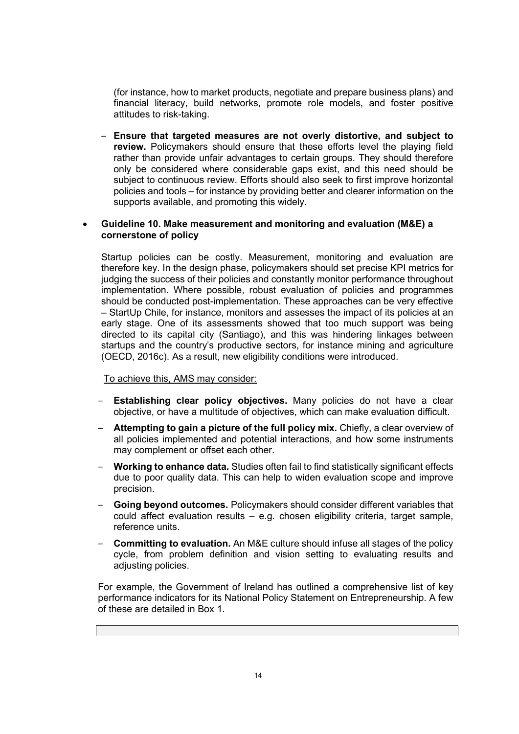(for instance, how to market products, negotiate and prepare business plans) and financial literacy, build networks, promote role models, and foster positive attitudes to risk-taking.

- **Ensure that targeted measures are not overly distortive, and subject to review.** Policymakers should ensure that these efforts level the playing field rather than provide unfair advantages to certain groups. They should therefore only be considered where considerable gaps exist, and this need should be subject to continuous review. Efforts should also seek to first improve horizontal policies and tools – for instance by providing better and clearer information on the supports available, and promoting this widely.

- **Guideline 10. Make measurement and monitoring and evaluation (M&E) a cornerstone of policy**

  Startup policies can be costly. Measurement, monitoring and evaluation are therefore key. In the design phase, policymakers should set precise KPI metrics for judging the success of their policies and constantly monitor performance throughout implementation. Where possible, robust evaluation of policies and programmes should be conducted post-implementation. These approaches can be very effective – StartUp Chile, for instance, monitors and assesses the impact of its policies at an early stage. One of its assessments showed that too much support was being directed to its capital city (Santiago), and this was hindering linkages between startups and the country's productive sectors, for instance mining and agriculture (OECD, 2016c). As a result, new eligibility conditions were introduced.

  To achieve this, AMS may consider:

  - **Establishing clear policy objectives.** Many policies do not have a clear objective, or have a multitude of objectives, which can make evaluation difficult.
  - **Attempting to gain a picture of the full policy mix.** Chiefly, a clear overview of all policies implemented and potential interactions, and how some instruments may complement or offset each other.
  - **Working to enhance data.** Studies often fail to find statistically significant effects due to poor quality data. This can help to widen evaluation scope and improve precision.
  - **Going beyond outcomes.** Policymakers should consider different variables that could affect evaluation results – e.g. chosen eligibility criteria, target sample, reference units.
  - **Committing to evaluation.** An M&E culture should infuse all stages of the policy cycle, from problem definition and vision setting to evaluating results and adjusting policies.

  For example, the Government of Ireland has outlined a comprehensive list of key performance indicators for its National Policy Statement on Entrepreneurship. A few of these are detailed in Box 1.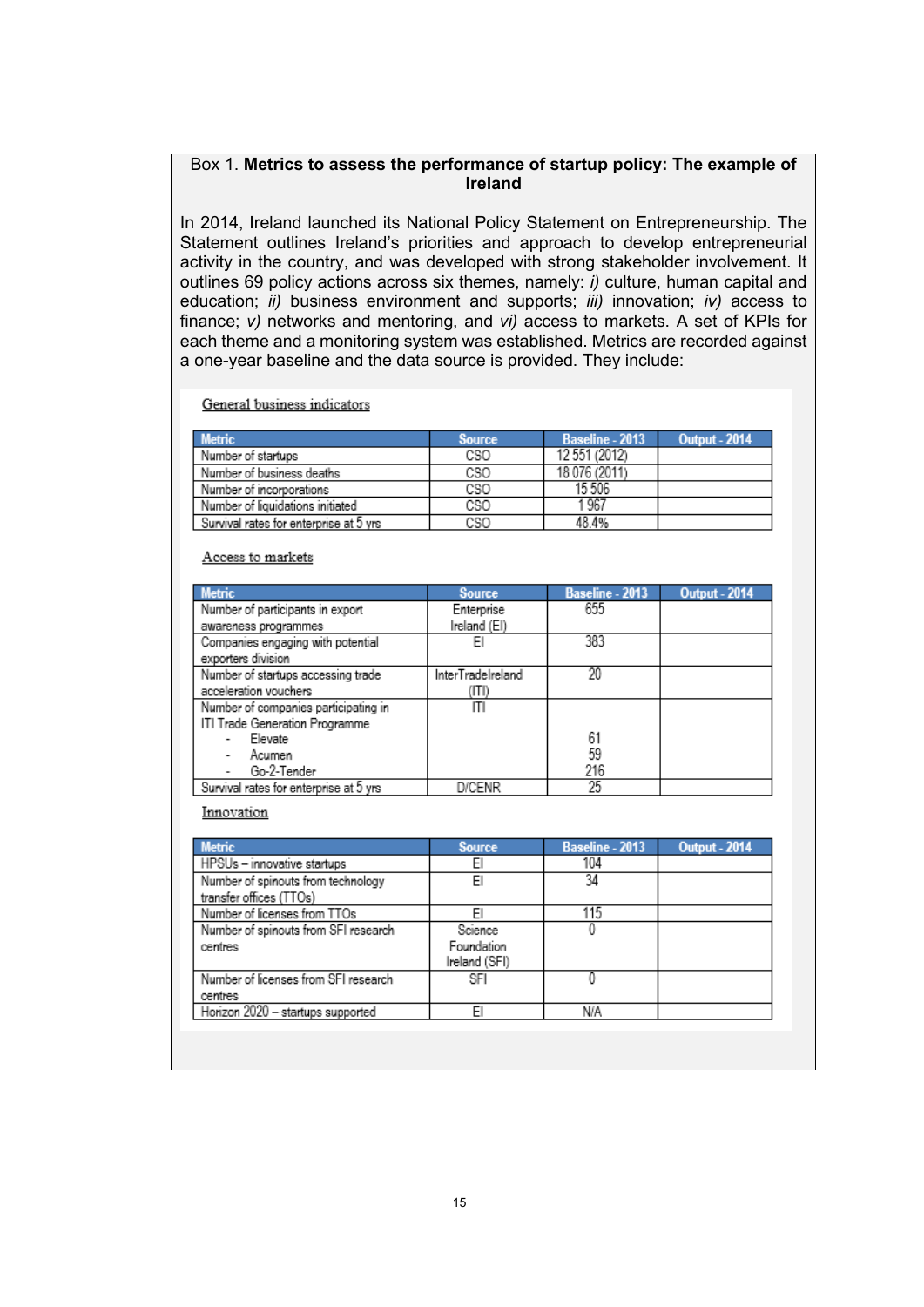Box 1. **Metrics to assess the performance of startup policy: The example of Ireland**

In 2014, Ireland launched its National Policy Statement on Entrepreneurship. The Statement outlines Ireland's priorities and approach to develop entrepreneurial activity in the country, and was developed with strong stakeholder involvement. It outlines 69 policy actions across six themes, namely: *i)* culture, human capital and education; *ii)* business environment and supports; *iii)* innovation; *iv)* access to finance; *v)* networks and mentoring, and *vi)* access to markets. A set of KPIs for each theme and a monitoring system was established. Metrics are recorded against a one-year baseline and the data source is provided. They include:

General business indicators

| Metric | Source | Baseline - 2013 | Output - 2014 |
|---|---|---|---|
| Number of startups | CSO | 12 551 (2012) | |
| Number of business deaths | CSO | 18 076 (2011) | |
| Number of incorporations | CSO | 15 506 | |
| Number of liquidations initiated | CSO | 1 967 | |
| Survival rates for enterprise at 5 yrs | CSO | 48.4% | |

Access to markets

| Metric | Source | Baseline - 2013 | Output - 2014 |
|---|---|---|---|
| Number of participants in export awareness programmes | Enterprise Ireland (EI) | 655 | |
| Companies engaging with potential exporters division | EI | 383 | |
| Number of startups accessing trade acceleration vouchers | InterTradeIreland (ITI) | 20 | |
| Number of companies participating in ITI Trade Generation Programme | ITI | | |
| - Elevate | | 61 | |
| - Acumen | | 59 | |
| - Go-2-Tender | | 216 | |
| Survival rates for enterprise at 5 yrs | D/CENR | 25 | |

Innovation

| Metric | Source | Baseline - 2013 | Output - 2014 |
|---|---|---|---|
| HPSUs – innovative startups | EI | 104 | |
| Number of spinouts from technology transfer offices (TTOs) | EI | 34 | |
| Number of licenses from TTOs | EI | 115 | |
| Number of spinouts from SFI research centres | Science Foundation Ireland (SFI) | 0 | |
| Number of licenses from SFI research centres | SFI | 0 | |
| Horizon 2020 – startups supported | EI | N/A | |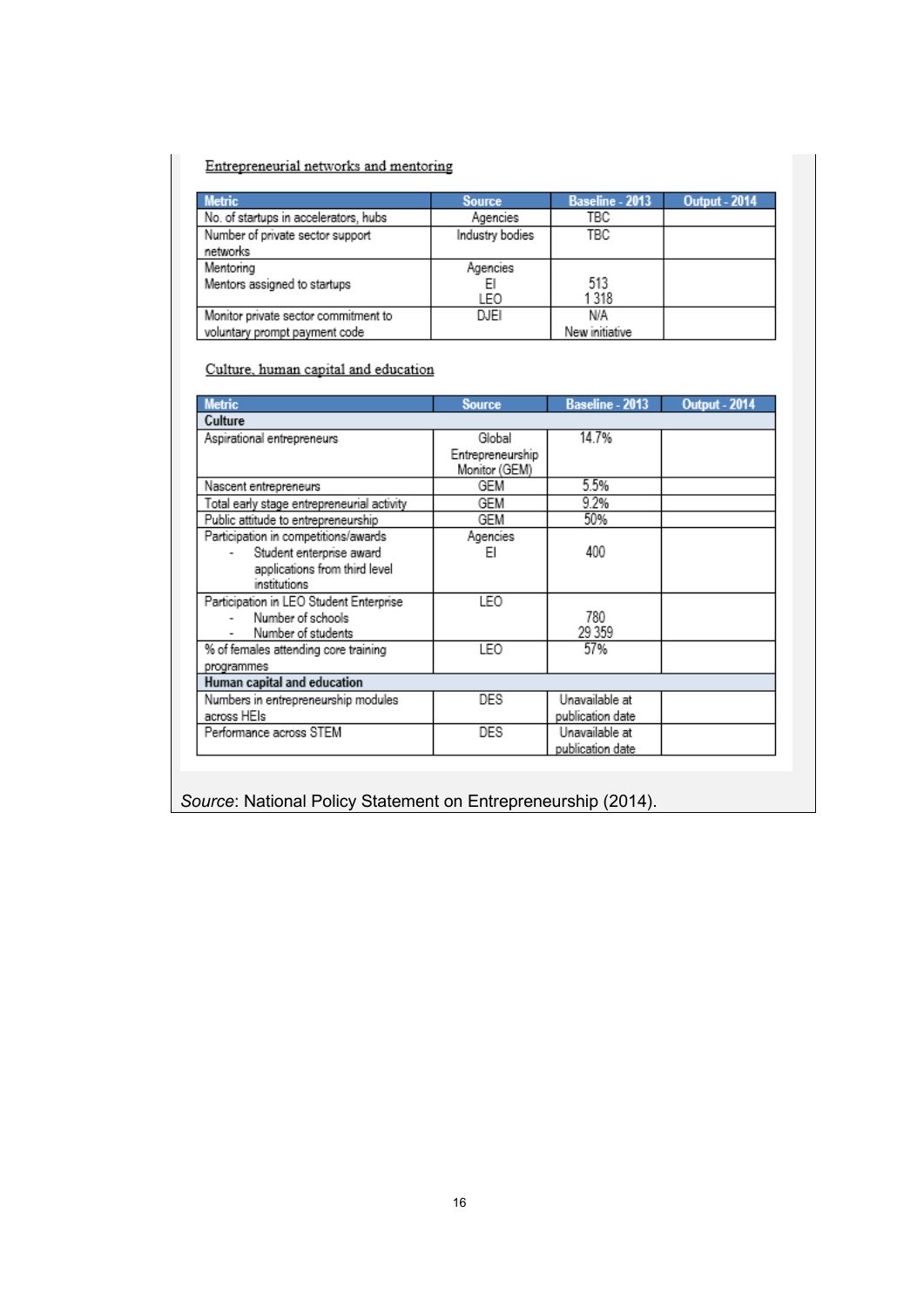Entrepreneurial networks and mentoring

| Metric | Source | Baseline - 2013 | Output - 2014 |
|---|---|---|---|
| No. of startups in accelerators, hubs | Agencies | TBC | |
| Number of private sector support networks | Industry bodies | TBC | |
| Mentoring<br>Mentors assigned to startups | Agencies<br>EI<br>LEO | <br>513<br>1 318 | |
| Monitor private sector commitment to voluntary prompt payment code | DJEI | N/A<br>New initiative | |

Culture, human capital and education

| Metric | Source | Baseline - 2013 | Output - 2014 |
|---|---|---|---|
| **Culture** | | | |
| Aspirational entrepreneurs | Global Entrepreneurship Monitor (GEM) | 14.7% | |
| Nascent entrepreneurs | GEM | 5.5% | |
| Total early stage entrepreneurial activity | GEM | 9.2% | |
| Public attitude to entrepreneurship | GEM | 50% | |
| Participation in competitions/awards<br>- Student enterprise award applications from third level institutions | Agencies<br>EI | <br>400 | |
| Participation in LEO Student Enterprise<br>- Number of schools<br>- Number of students | LEO | <br>780<br>29 359 | |
| % of females attending core training programmes | LEO | 57% | |
| **Human capital and education** | | | |
| Numbers in entrepreneurship modules across HEIs | DES | Unavailable at publication date | |
| Performance across STEM | DES | Unavailable at publication date | |

*Source*: National Policy Statement on Entrepreneurship (2014).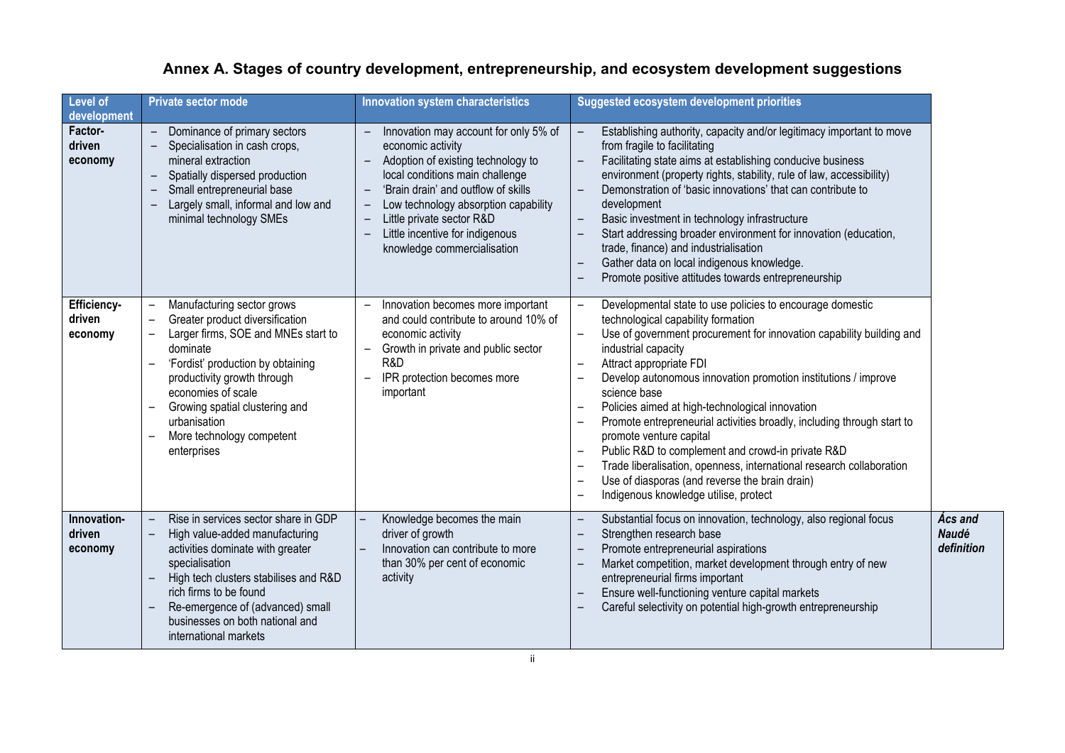## Annex A. Stages of country development, entrepreneurship, and ecosystem development suggestions

| Level of development | Private sector mode | Innovation system characteristics | Suggested ecosystem development priorities | |
|---|---|---|---|---|
| **Factor-driven economy** | – Dominance of primary sectors<br>– Specialisation in cash crops, mineral extraction<br>– Spatially dispersed production<br>– Small entrepreneurial base<br>– Largely small, informal and low and minimal technology SMEs | – Innovation may account for only 5% of economic activity<br>– Adoption of existing technology to local conditions main challenge<br>– 'Brain drain' and outflow of skills<br>– Low technology absorption capability<br>– Little private sector R&D<br>– Little incentive for indigenous knowledge commercialisation | – Establishing authority, capacity and/or legitimacy important to move from fragile to facilitating<br>– Facilitating state aims at establishing conducive business environment (property rights, stability, rule of law, accessibility)<br>– Demonstration of 'basic innovations' that can contribute to development<br>– Basic investment in technology infrastructure<br>– Start addressing broader environment for innovation (education, trade, finance) and industrialisation<br>– Gather data on local indigenous knowledge.<br>– Promote positive attitudes towards entrepreneurship | |
| **Efficiency-driven economy** | – Manufacturing sector grows<br>– Greater product diversification<br>– Larger firms, SOE and MNEs start to dominate<br>– 'Fordist' production by obtaining productivity growth through economies of scale<br>– Growing spatial clustering and urbanisation<br>– More technology competent enterprises | – Innovation becomes more important and could contribute to around 10% of economic activity<br>– Growth in private and public sector R&D<br>– IPR protection becomes more important | – Developmental state to use policies to encourage domestic technological capability formation<br>– Use of government procurement for innovation capability building and industrial capacity<br>– Attract appropriate FDI<br>– Develop autonomous innovation promotion institutions / improve science base<br>– Policies aimed at high-technological innovation<br>– Promote entrepreneurial activities broadly, including through start to promote venture capital<br>– Public R&D to complement and crowd-in private R&D<br>– Trade liberalisation, openness, international research collaboration<br>– Use of diasporas (and reverse the brain drain)<br>– Indigenous knowledge utilise, protect | |
| **Innovation-driven economy** | – Rise in services sector share in GDP<br>– High value-added manufacturing activities dominate with greater specialisation<br>– High tech clusters stabilises and R&D rich firms to be found<br>– Re-emergence of (advanced) small businesses on both national and international markets | – Knowledge becomes the main driver of growth<br>– Innovation can contribute to more than 30% per cent of economic activity | – Substantial focus on innovation, technology, also regional focus<br>– Strengthen research base<br>– Promote entrepreneurial aspirations<br>– Market competition, market development through entry of new entrepreneurial firms important<br>– Ensure well-functioning venture capital markets<br>– Careful selectivity on potential high-growth entrepreneurship | ***Ács and Naudé definition*** |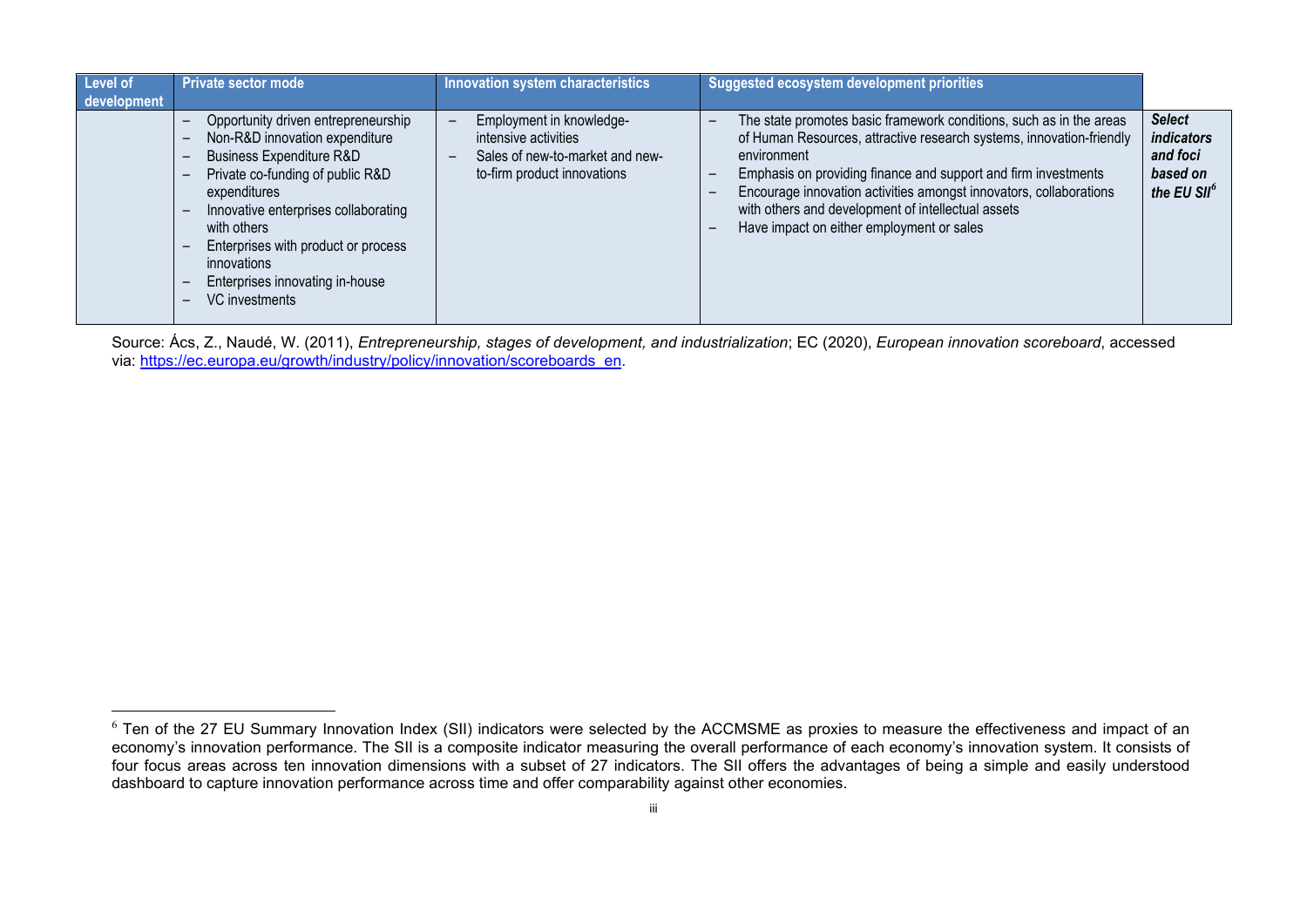| Level of development | Private sector mode | Innovation system characteristics | Suggested ecosystem development priorities | |
|---|---|---|---|---|
| | – Opportunity driven entrepreneurship<br>– Non-R&D innovation expenditure<br>– Business Expenditure R&D<br>– Private co-funding of public R&D expenditures<br>– Innovative enterprises collaborating with others<br>– Enterprises with product or process innovations<br>– Enterprises innovating in-house<br>– VC investments | – Employment in knowledge-intensive activities<br>– Sales of new-to-market and new-to-firm product innovations | – The state promotes basic framework conditions, such as in the areas of Human Resources, attractive research systems, innovation-friendly environment<br>– Emphasis on providing finance and support and firm investments<br>– Encourage innovation activities amongst innovators, collaborations with others and development of intellectual assets<br>– Have impact on either employment or sales | ***Select indicators and foci based on the EU SII***[6] |

Source: Ács, Z., Naudé, W. (2011), *Entrepreneurship, stages of development, and industrialization*; EC (2020), *European innovation scoreboard*, accessed via: https://ec.europa.eu/growth/industry/policy/innovation/scoreboards_en.

[6] Ten of the 27 EU Summary Innovation Index (SII) indicators were selected by the ACCMSME as proxies to measure the effectiveness and impact of an economy's innovation performance. The SII is a composite indicator measuring the overall performance of each economy's innovation system. It consists of four focus areas across ten innovation dimensions with a subset of 27 indicators. The SII offers the advantages of being a simple and easily understood dashboard to capture innovation performance across time and offer comparability against other economies.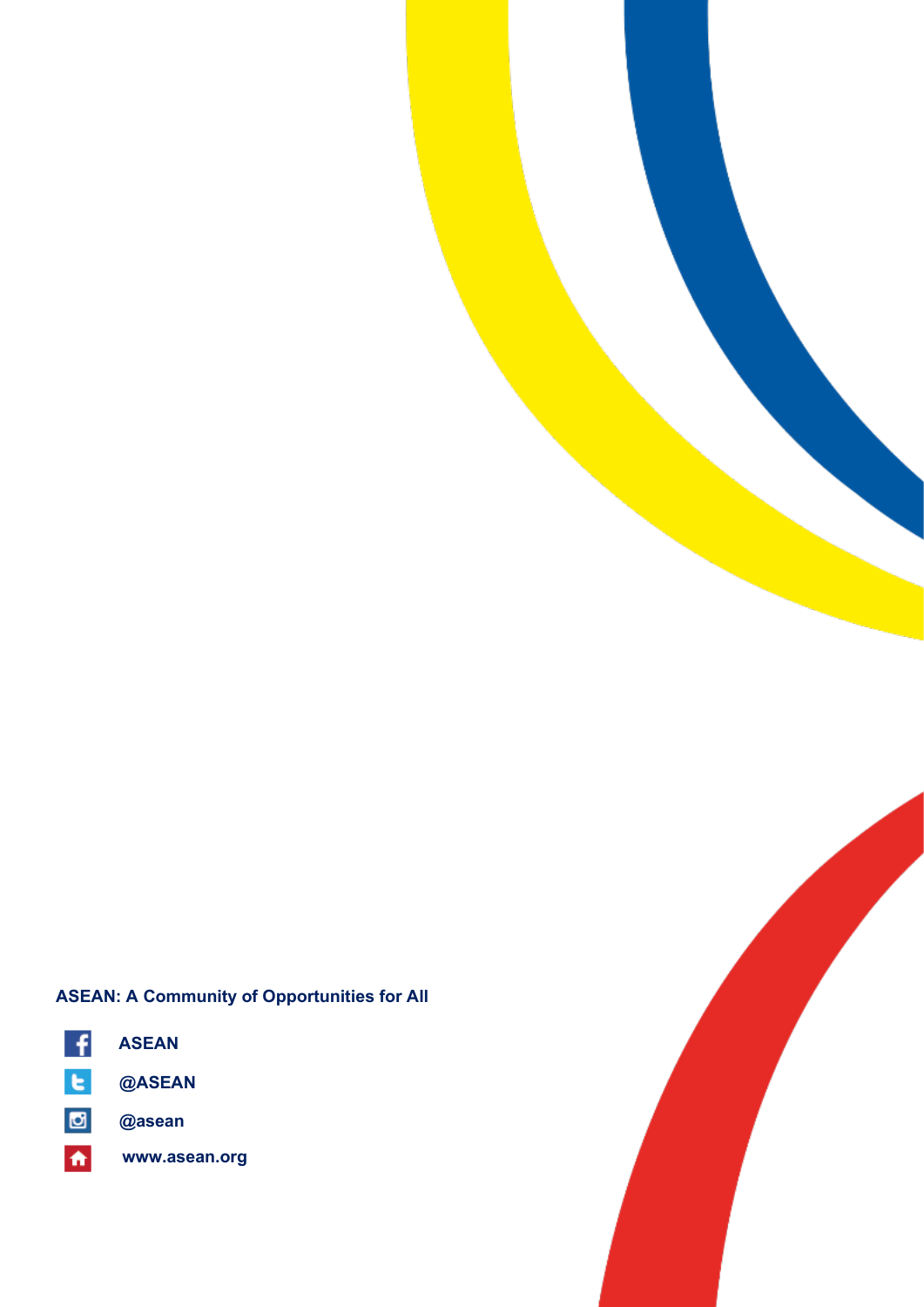**ASEAN: A Community of Opportunities for All**

ASEAN

@ASEAN

@asean

www.asean.org